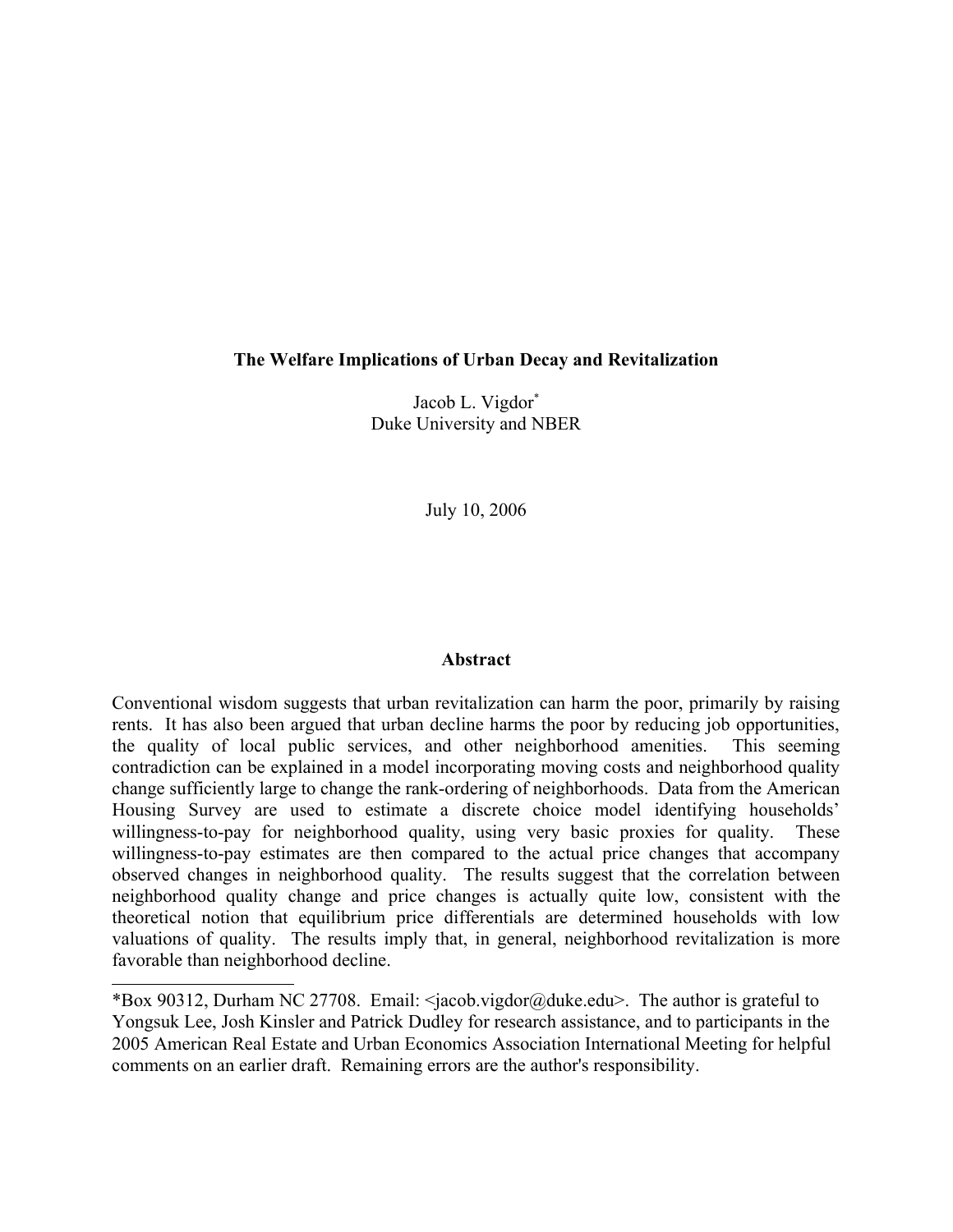# The Welfare Implications of Urban Decay and Revitalization

Jacob L. Vigdor[*]
Duke University and NBER

July 10, 2006

## Abstract

Conventional wisdom suggests that urban revitalization can harm the poor, primarily by raising rents. It has also been argued that urban decline harms the poor by reducing job opportunities, the quality of local public services, and other neighborhood amenities. This seeming contradiction can be explained in a model incorporating moving costs and neighborhood quality change sufficiently large to change the rank-ordering of neighborhoods. Data from the American Housing Survey are used to estimate a discrete choice model identifying households' willingness-to-pay for neighborhood quality, using very basic proxies for quality. These willingness-to-pay estimates are then compared to the actual price changes that accompany observed changes in neighborhood quality. The results suggest that the correlation between neighborhood quality change and price changes is actually quite low, consistent with the theoretical notion that equilibrium price differentials are determined households with low valuations of quality. The results imply that, in general, neighborhood revitalization is more favorable than neighborhood decline.

---

[*]Box 90312, Durham NC 27708. Email: <jacob.vigdor@duke.edu>. The author is grateful to Yongsuk Lee, Josh Kinsler and Patrick Dudley for research assistance, and to participants in the 2005 American Real Estate and Urban Economics Association International Meeting for helpful comments on an earlier draft. Remaining errors are the author's responsibility.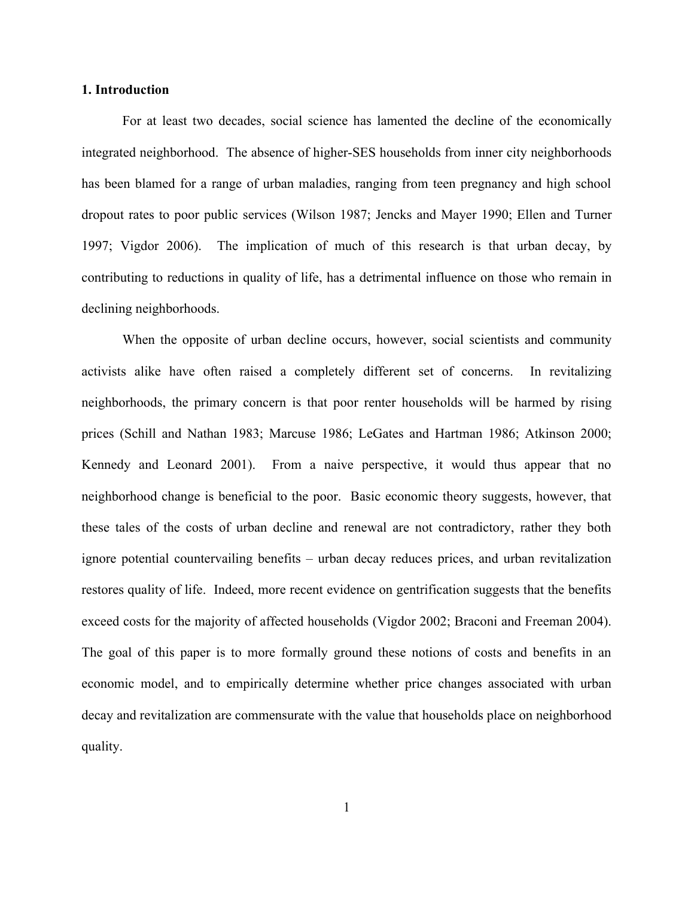## 1. Introduction

For at least two decades, social science has lamented the decline of the economically integrated neighborhood. The absence of higher-SES households from inner city neighborhoods has been blamed for a range of urban maladies, ranging from teen pregnancy and high school dropout rates to poor public services (Wilson 1987; Jencks and Mayer 1990; Ellen and Turner 1997; Vigdor 2006). The implication of much of this research is that urban decay, by contributing to reductions in quality of life, has a detrimental influence on those who remain in declining neighborhoods.

When the opposite of urban decline occurs, however, social scientists and community activists alike have often raised a completely different set of concerns. In revitalizing neighborhoods, the primary concern is that poor renter households will be harmed by rising prices (Schill and Nathan 1983; Marcuse 1986; LeGates and Hartman 1986; Atkinson 2000; Kennedy and Leonard 2001). From a naive perspective, it would thus appear that no neighborhood change is beneficial to the poor. Basic economic theory suggests, however, that these tales of the costs of urban decline and renewal are not contradictory, rather they both ignore potential countervailing benefits – urban decay reduces prices, and urban revitalization restores quality of life. Indeed, more recent evidence on gentrification suggests that the benefits exceed costs for the majority of affected households (Vigdor 2002; Braconi and Freeman 2004). The goal of this paper is to more formally ground these notions of costs and benefits in an economic model, and to empirically determine whether price changes associated with urban decay and revitalization are commensurate with the value that households place on neighborhood quality.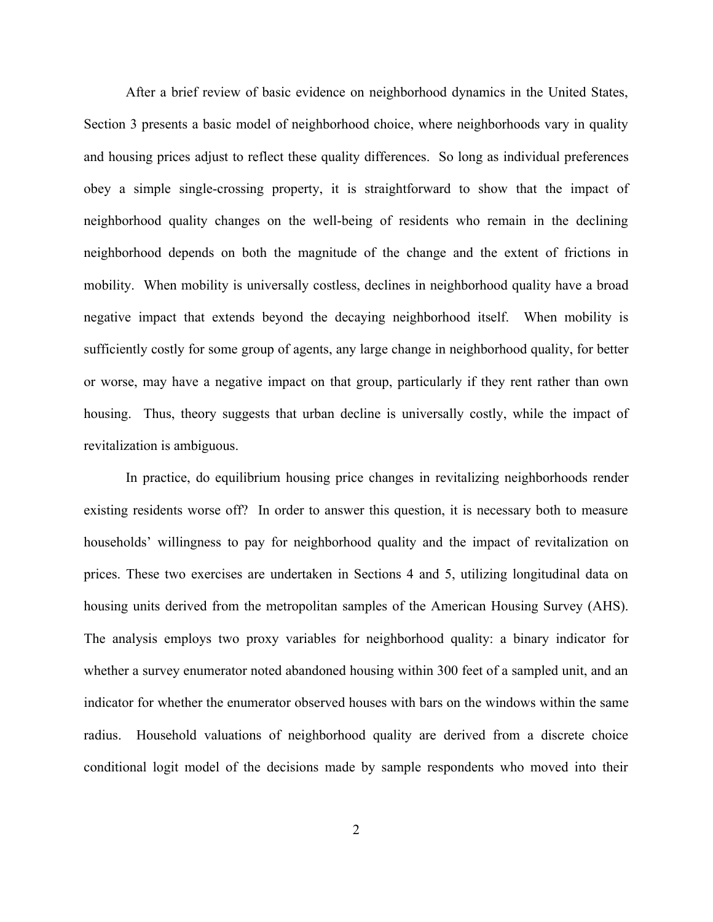After a brief review of basic evidence on neighborhood dynamics in the United States, Section 3 presents a basic model of neighborhood choice, where neighborhoods vary in quality and housing prices adjust to reflect these quality differences. So long as individual preferences obey a simple single-crossing property, it is straightforward to show that the impact of neighborhood quality changes on the well-being of residents who remain in the declining neighborhood depends on both the magnitude of the change and the extent of frictions in mobility. When mobility is universally costless, declines in neighborhood quality have a broad negative impact that extends beyond the decaying neighborhood itself. When mobility is sufficiently costly for some group of agents, any large change in neighborhood quality, for better or worse, may have a negative impact on that group, particularly if they rent rather than own housing. Thus, theory suggests that urban decline is universally costly, while the impact of revitalization is ambiguous.

In practice, do equilibrium housing price changes in revitalizing neighborhoods render existing residents worse off? In order to answer this question, it is necessary both to measure households' willingness to pay for neighborhood quality and the impact of revitalization on prices. These two exercises are undertaken in Sections 4 and 5, utilizing longitudinal data on housing units derived from the metropolitan samples of the American Housing Survey (AHS). The analysis employs two proxy variables for neighborhood quality: a binary indicator for whether a survey enumerator noted abandoned housing within 300 feet of a sampled unit, and an indicator for whether the enumerator observed houses with bars on the windows within the same radius. Household valuations of neighborhood quality are derived from a discrete choice conditional logit model of the decisions made by sample respondents who moved into their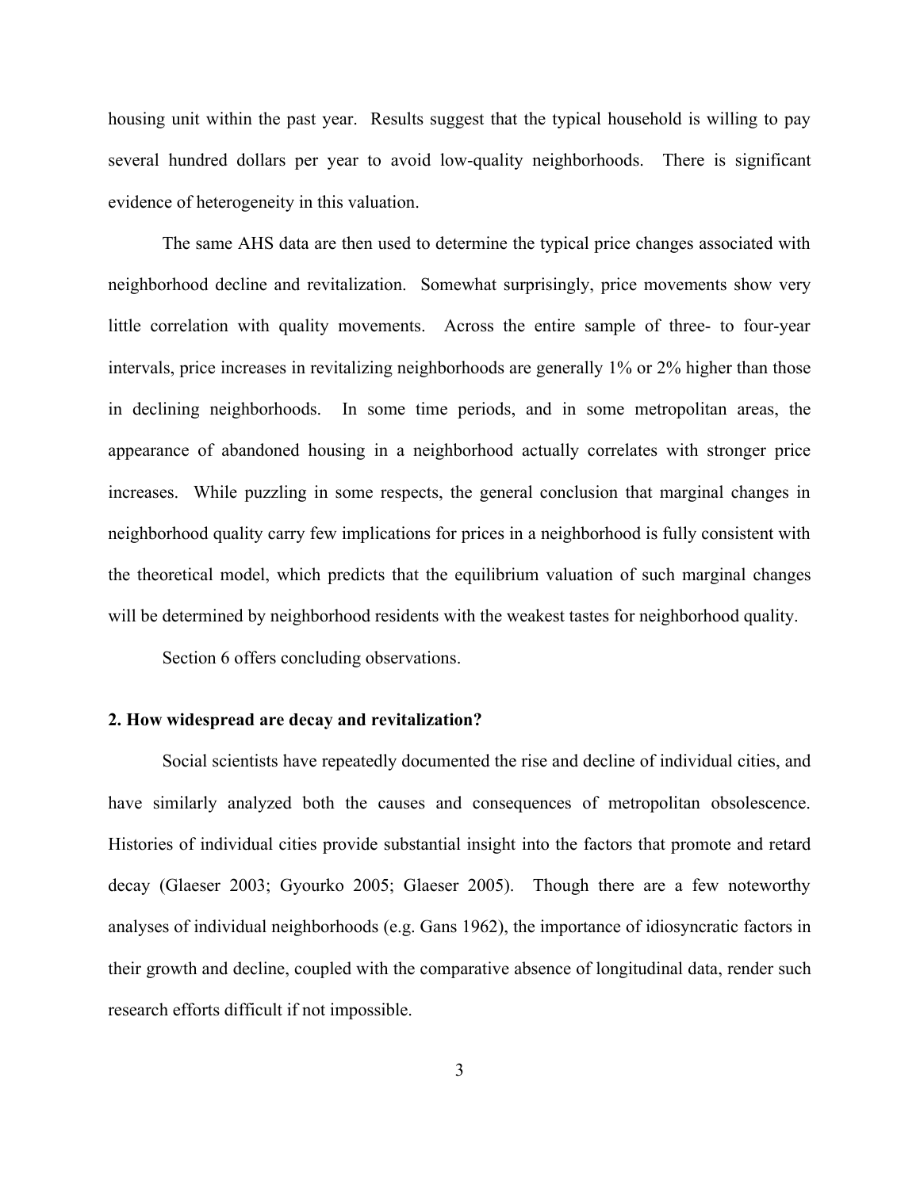housing unit within the past year. Results suggest that the typical household is willing to pay several hundred dollars per year to avoid low-quality neighborhoods. There is significant evidence of heterogeneity in this valuation.

The same AHS data are then used to determine the typical price changes associated with neighborhood decline and revitalization. Somewhat surprisingly, price movements show very little correlation with quality movements. Across the entire sample of three- to four-year intervals, price increases in revitalizing neighborhoods are generally 1% or 2% higher than those in declining neighborhoods. In some time periods, and in some metropolitan areas, the appearance of abandoned housing in a neighborhood actually correlates with stronger price increases. While puzzling in some respects, the general conclusion that marginal changes in neighborhood quality carry few implications for prices in a neighborhood is fully consistent with the theoretical model, which predicts that the equilibrium valuation of such marginal changes will be determined by neighborhood residents with the weakest tastes for neighborhood quality.

Section 6 offers concluding observations.

## 2. How widespread are decay and revitalization?

Social scientists have repeatedly documented the rise and decline of individual cities, and have similarly analyzed both the causes and consequences of metropolitan obsolescence. Histories of individual cities provide substantial insight into the factors that promote and retard decay (Glaeser 2003; Gyourko 2005; Glaeser 2005). Though there are a few noteworthy analyses of individual neighborhoods (e.g. Gans 1962), the importance of idiosyncratic factors in their growth and decline, coupled with the comparative absence of longitudinal data, render such research efforts difficult if not impossible.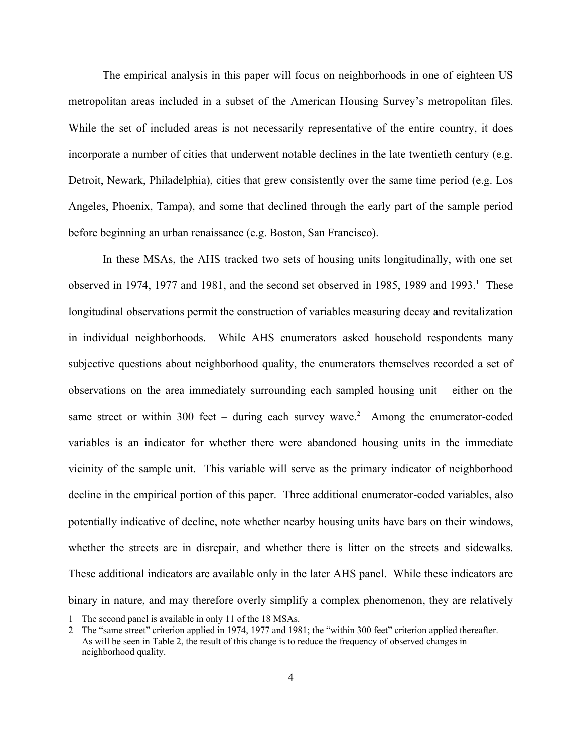The empirical analysis in this paper will focus on neighborhoods in one of eighteen US metropolitan areas included in a subset of the American Housing Survey's metropolitan files. While the set of included areas is not necessarily representative of the entire country, it does incorporate a number of cities that underwent notable declines in the late twentieth century (e.g. Detroit, Newark, Philadelphia), cities that grew consistently over the same time period (e.g. Los Angeles, Phoenix, Tampa), and some that declined through the early part of the sample period before beginning an urban renaissance (e.g. Boston, San Francisco).

In these MSAs, the AHS tracked two sets of housing units longitudinally, with one set observed in 1974, 1977 and 1981, and the second set observed in 1985, 1989 and 1993.[1] These longitudinal observations permit the construction of variables measuring decay and revitalization in individual neighborhoods. While AHS enumerators asked household respondents many subjective questions about neighborhood quality, the enumerators themselves recorded a set of observations on the area immediately surrounding each sampled housing unit – either on the same street or within 300 feet – during each survey wave.[2] Among the enumerator-coded variables is an indicator for whether there were abandoned housing units in the immediate vicinity of the sample unit. This variable will serve as the primary indicator of neighborhood decline in the empirical portion of this paper. Three additional enumerator-coded variables, also potentially indicative of decline, note whether nearby housing units have bars on their windows, whether the streets are in disrepair, and whether there is litter on the streets and sidewalks. These additional indicators are available only in the later AHS panel. While these indicators are binary in nature, and may therefore overly simplify a complex phenomenon, they are relatively

---

1 The second panel is available in only 11 of the 18 MSAs.

2 The "same street" criterion applied in 1974, 1977 and 1981; the "within 300 feet" criterion applied thereafter. As will be seen in Table 2, the result of this change is to reduce the frequency of observed changes in neighborhood quality.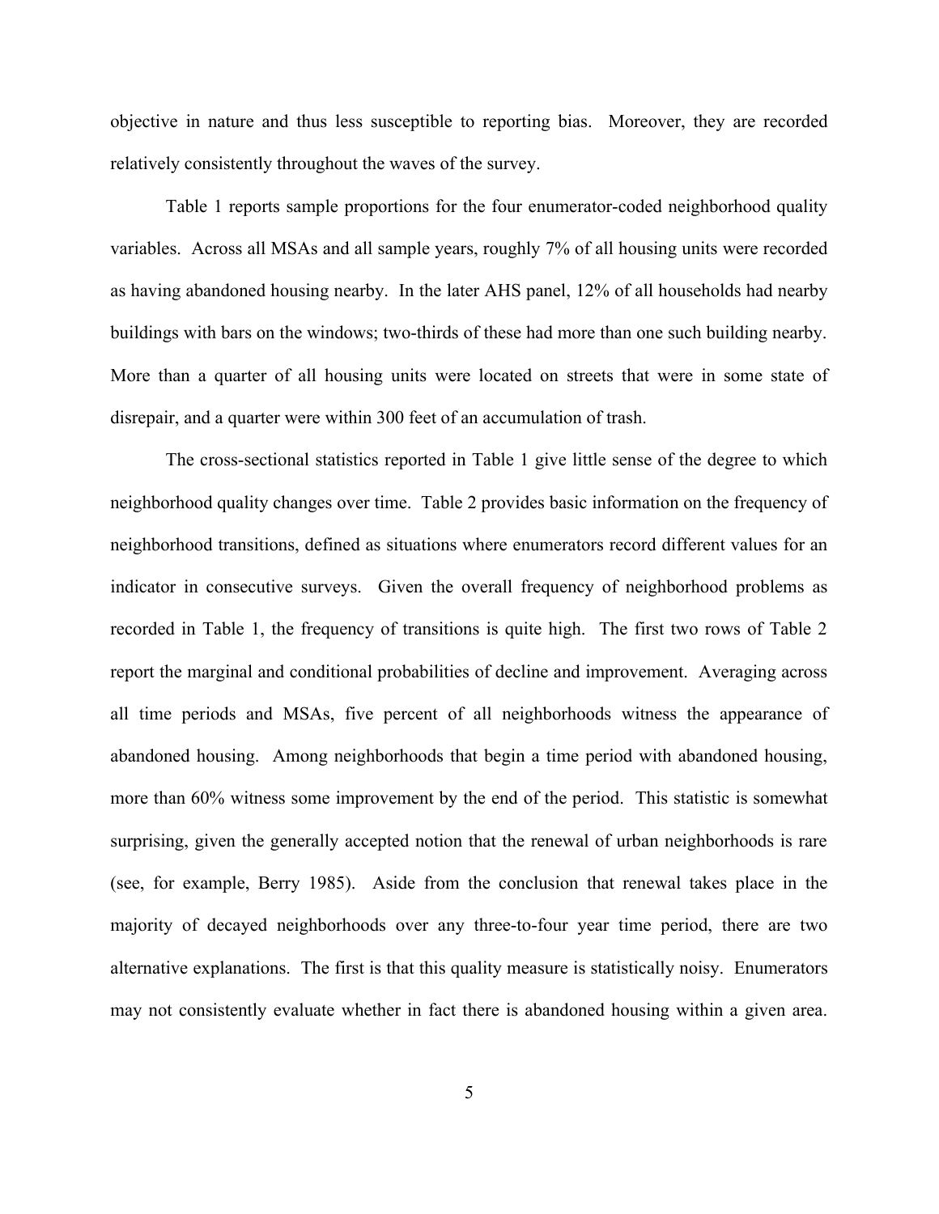objective in nature and thus less susceptible to reporting bias. Moreover, they are recorded relatively consistently throughout the waves of the survey.

Table 1 reports sample proportions for the four enumerator-coded neighborhood quality variables. Across all MSAs and all sample years, roughly 7% of all housing units were recorded as having abandoned housing nearby. In the later AHS panel, 12% of all households had nearby buildings with bars on the windows; two-thirds of these had more than one such building nearby. More than a quarter of all housing units were located on streets that were in some state of disrepair, and a quarter were within 300 feet of an accumulation of trash.

The cross-sectional statistics reported in Table 1 give little sense of the degree to which neighborhood quality changes over time. Table 2 provides basic information on the frequency of neighborhood transitions, defined as situations where enumerators record different values for an indicator in consecutive surveys. Given the overall frequency of neighborhood problems as recorded in Table 1, the frequency of transitions is quite high. The first two rows of Table 2 report the marginal and conditional probabilities of decline and improvement. Averaging across all time periods and MSAs, five percent of all neighborhoods witness the appearance of abandoned housing. Among neighborhoods that begin a time period with abandoned housing, more than 60% witness some improvement by the end of the period. This statistic is somewhat surprising, given the generally accepted notion that the renewal of urban neighborhoods is rare (see, for example, Berry 1985). Aside from the conclusion that renewal takes place in the majority of decayed neighborhoods over any three-to-four year time period, there are two alternative explanations. The first is that this quality measure is statistically noisy. Enumerators may not consistently evaluate whether in fact there is abandoned housing within a given area.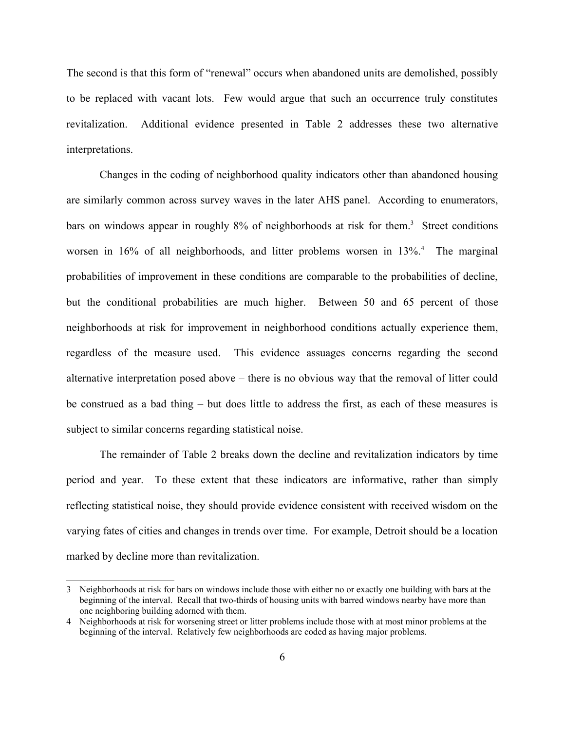The second is that this form of "renewal" occurs when abandoned units are demolished, possibly to be replaced with vacant lots. Few would argue that such an occurrence truly constitutes revitalization. Additional evidence presented in Table 2 addresses these two alternative interpretations.

Changes in the coding of neighborhood quality indicators other than abandoned housing are similarly common across survey waves in the later AHS panel. According to enumerators, bars on windows appear in roughly 8% of neighborhoods at risk for them.[3] Street conditions worsen in 16% of all neighborhoods, and litter problems worsen in 13%.[4] The marginal probabilities of improvement in these conditions are comparable to the probabilities of decline, but the conditional probabilities are much higher. Between 50 and 65 percent of those neighborhoods at risk for improvement in neighborhood conditions actually experience them, regardless of the measure used. This evidence assuages concerns regarding the second alternative interpretation posed above – there is no obvious way that the removal of litter could be construed as a bad thing – but does little to address the first, as each of these measures is subject to similar concerns regarding statistical noise.

The remainder of Table 2 breaks down the decline and revitalization indicators by time period and year. To these extent that these indicators are informative, rather than simply reflecting statistical noise, they should provide evidence consistent with received wisdom on the varying fates of cities and changes in trends over time. For example, Detroit should be a location marked by decline more than revitalization.

---

3 Neighborhoods at risk for bars on windows include those with either no or exactly one building with bars at the beginning of the interval. Recall that two-thirds of housing units with barred windows nearby have more than one neighboring building adorned with them.

4 Neighborhoods at risk for worsening street or litter problems include those with at most minor problems at the beginning of the interval. Relatively few neighborhoods are coded as having major problems.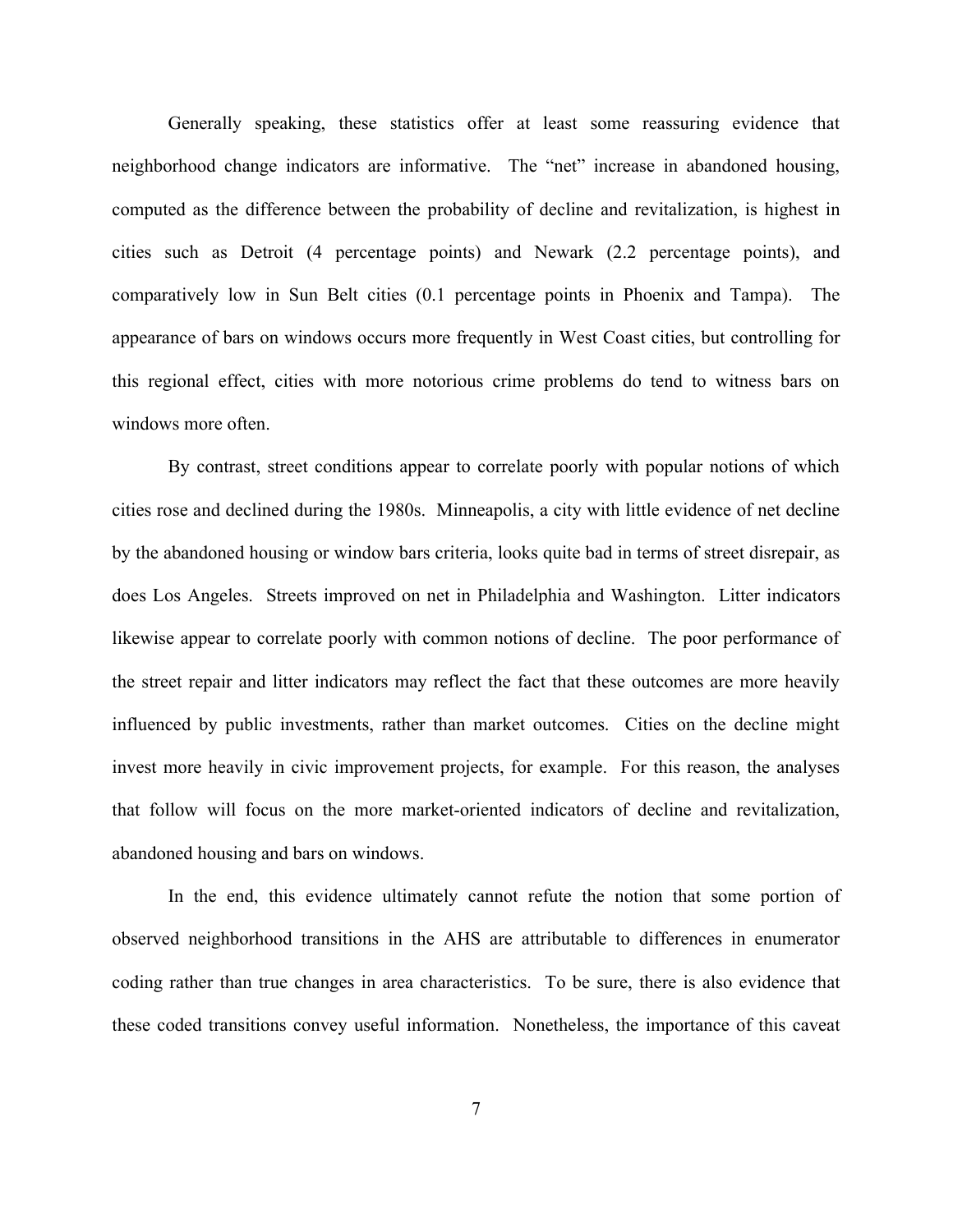Generally speaking, these statistics offer at least some reassuring evidence that neighborhood change indicators are informative. The "net" increase in abandoned housing, computed as the difference between the probability of decline and revitalization, is highest in cities such as Detroit (4 percentage points) and Newark (2.2 percentage points), and comparatively low in Sun Belt cities (0.1 percentage points in Phoenix and Tampa). The appearance of bars on windows occurs more frequently in West Coast cities, but controlling for this regional effect, cities with more notorious crime problems do tend to witness bars on windows more often.

By contrast, street conditions appear to correlate poorly with popular notions of which cities rose and declined during the 1980s. Minneapolis, a city with little evidence of net decline by the abandoned housing or window bars criteria, looks quite bad in terms of street disrepair, as does Los Angeles. Streets improved on net in Philadelphia and Washington. Litter indicators likewise appear to correlate poorly with common notions of decline. The poor performance of the street repair and litter indicators may reflect the fact that these outcomes are more heavily influenced by public investments, rather than market outcomes. Cities on the decline might invest more heavily in civic improvement projects, for example. For this reason, the analyses that follow will focus on the more market-oriented indicators of decline and revitalization, abandoned housing and bars on windows.

In the end, this evidence ultimately cannot refute the notion that some portion of observed neighborhood transitions in the AHS are attributable to differences in enumerator coding rather than true changes in area characteristics. To be sure, there is also evidence that these coded transitions convey useful information. Nonetheless, the importance of this caveat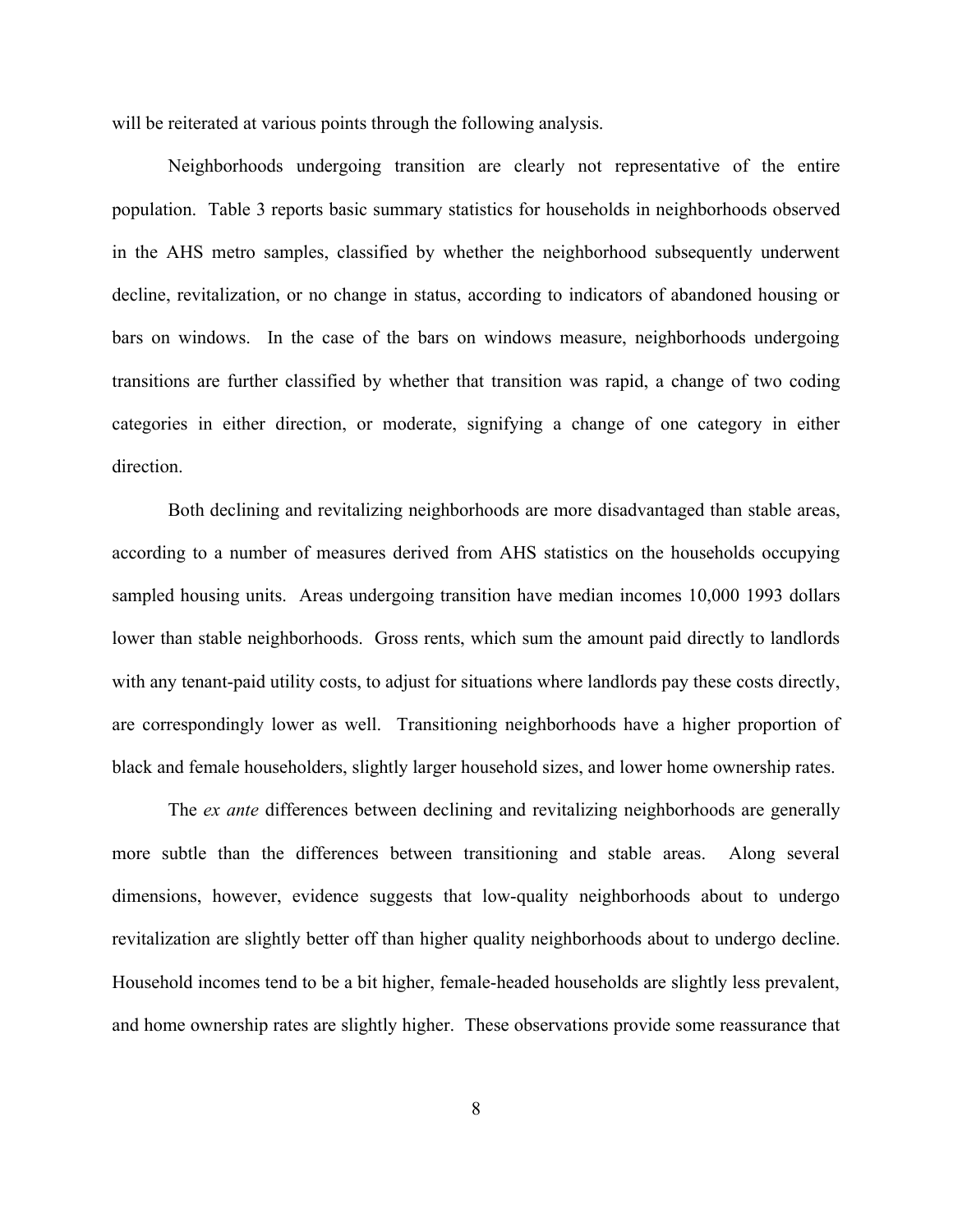will be reiterated at various points through the following analysis.

Neighborhoods undergoing transition are clearly not representative of the entire population. Table 3 reports basic summary statistics for households in neighborhoods observed in the AHS metro samples, classified by whether the neighborhood subsequently underwent decline, revitalization, or no change in status, according to indicators of abandoned housing or bars on windows. In the case of the bars on windows measure, neighborhoods undergoing transitions are further classified by whether that transition was rapid, a change of two coding categories in either direction, or moderate, signifying a change of one category in either direction.

Both declining and revitalizing neighborhoods are more disadvantaged than stable areas, according to a number of measures derived from AHS statistics on the households occupying sampled housing units. Areas undergoing transition have median incomes 10,000 1993 dollars lower than stable neighborhoods. Gross rents, which sum the amount paid directly to landlords with any tenant-paid utility costs, to adjust for situations where landlords pay these costs directly, are correspondingly lower as well. Transitioning neighborhoods have a higher proportion of black and female householders, slightly larger household sizes, and lower home ownership rates.

The *ex ante* differences between declining and revitalizing neighborhoods are generally more subtle than the differences between transitioning and stable areas. Along several dimensions, however, evidence suggests that low-quality neighborhoods about to undergo revitalization are slightly better off than higher quality neighborhoods about to undergo decline. Household incomes tend to be a bit higher, female-headed households are slightly less prevalent, and home ownership rates are slightly higher. These observations provide some reassurance that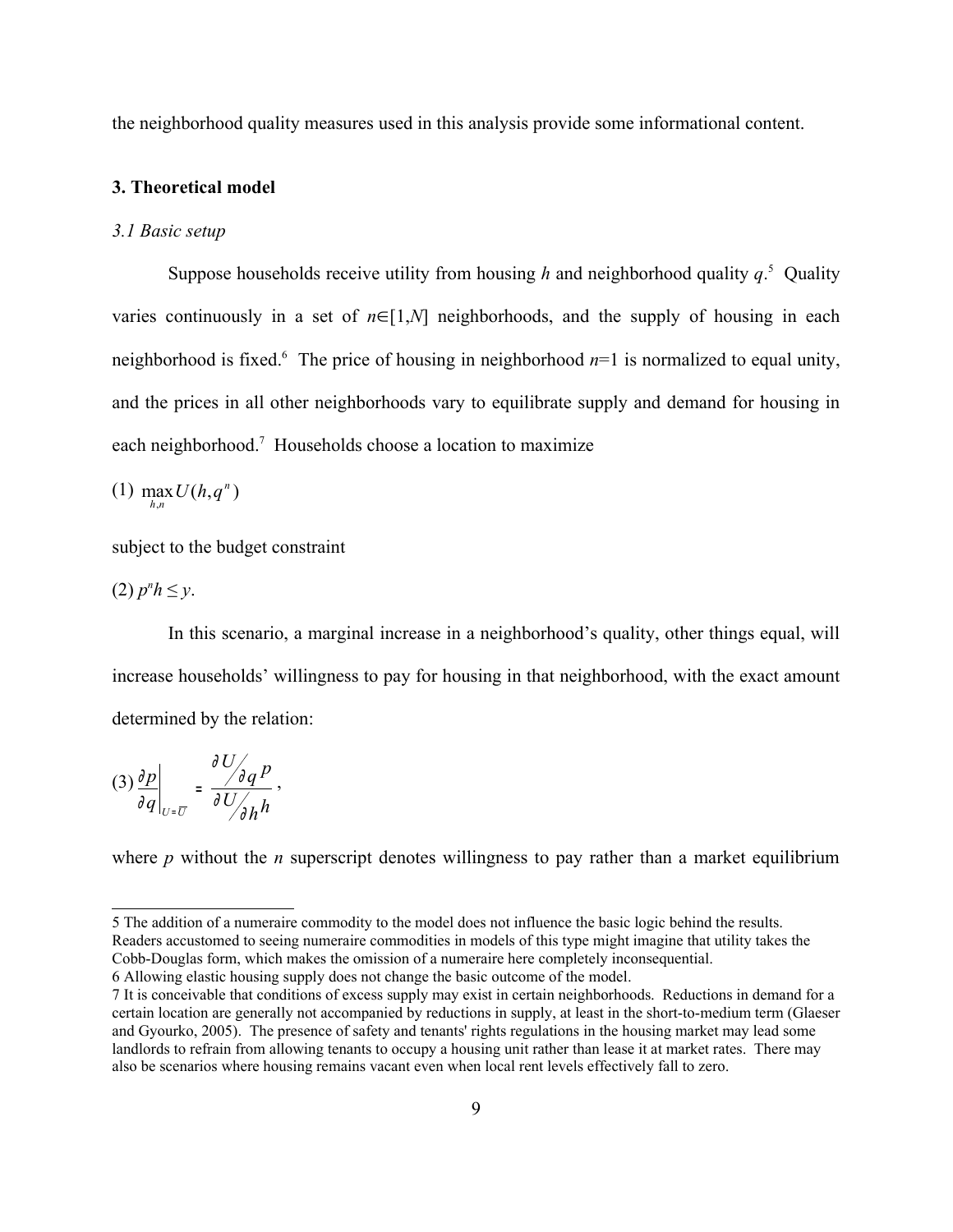the neighborhood quality measures used in this analysis provide some informational content.

## 3. Theoretical model

### *3.1 Basic setup*

Suppose households receive utility from housing *h* and neighborhood quality *q*.[5] Quality varies continuously in a set of $n \in [1,N]$ neighborhoods, and the supply of housing in each neighborhood is fixed.[6] The price of housing in neighborhood $n$=1 is normalized to equal unity, and the prices in all other neighborhoods vary to equilibrate supply and demand for housing in each neighborhood.[7] Households choose a location to maximize

$$(1)\ \max_{h,n} U(h, q^n)$$

subject to the budget constraint

$$(2)\ p^n h \leq y.$$

In this scenario, a marginal increase in a neighborhood's quality, other things equal, will increase households' willingness to pay for housing in that neighborhood, with the exact amount determined by the relation:

$$(3)\ \left.\frac{\partial p}{\partial q}\right|_{U=\overline{U}} = \frac{\partial U / \partial q \, p}{\partial U / \partial h \, h},$$

where *p* without the *n* superscript denotes willingness to pay rather than a market equilibrium

---

5 The addition of a numeraire commodity to the model does not influence the basic logic behind the results. Readers accustomed to seeing numeraire commodities in models of this type might imagine that utility takes the Cobb-Douglas form, which makes the omission of a numeraire here completely inconsequential.

6 Allowing elastic housing supply does not change the basic outcome of the model.

7 It is conceivable that conditions of excess supply may exist in certain neighborhoods. Reductions in demand for a certain location are generally not accompanied by reductions in supply, at least in the short-to-medium term (Glaeser and Gyourko, 2005). The presence of safety and tenants' rights regulations in the housing market may lead some landlords to refrain from allowing tenants to occupy a housing unit rather than lease it at market rates. There may also be scenarios where housing remains vacant even when local rent levels effectively fall to zero.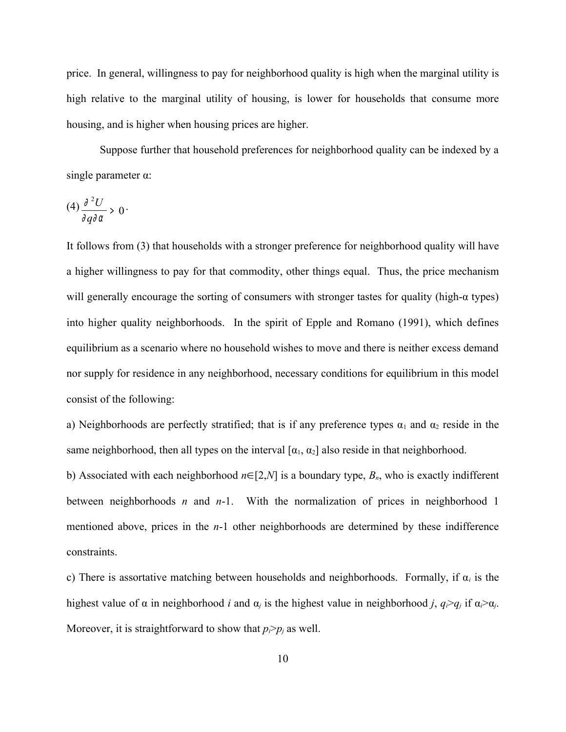price. In general, willingness to pay for neighborhood quality is high when the marginal utility is high relative to the marginal utility of housing, is lower for households that consume more housing, and is higher when housing prices are higher.

Suppose further that household preferences for neighborhood quality can be indexed by a single parameter α:

$$(4)\ \frac{\partial^2 U}{\partial q \partial \alpha} > 0 \cdot$$

It follows from (3) that households with a stronger preference for neighborhood quality will have a higher willingness to pay for that commodity, other things equal. Thus, the price mechanism will generally encourage the sorting of consumers with stronger tastes for quality (high-α types) into higher quality neighborhoods. In the spirit of Epple and Romano (1991), which defines equilibrium as a scenario where no household wishes to move and there is neither excess demand nor supply for residence in any neighborhood, necessary conditions for equilibrium in this model consist of the following:

a) Neighborhoods are perfectly stratified; that is if any preference types $\alpha_1$ and $\alpha_2$ reside in the same neighborhood, then all types on the interval $[\alpha_1, \alpha_2]$ also reside in that neighborhood.

b) Associated with each neighborhood $n \in [2,N]$ is a boundary type, $B_n$, who is exactly indifferent between neighborhoods $n$ and $n$-1. With the normalization of prices in neighborhood 1 mentioned above, prices in the $n$-1 other neighborhoods are determined by these indifference constraints.

c) There is assortative matching between households and neighborhoods. Formally, if $\alpha_i$ is the highest value of α in neighborhood $i$ and $\alpha_j$ is the highest value in neighborhood $j$, $q_i > q_j$ if $\alpha_i > \alpha_j$. Moreover, it is straightforward to show that $p_i > p_j$ as well.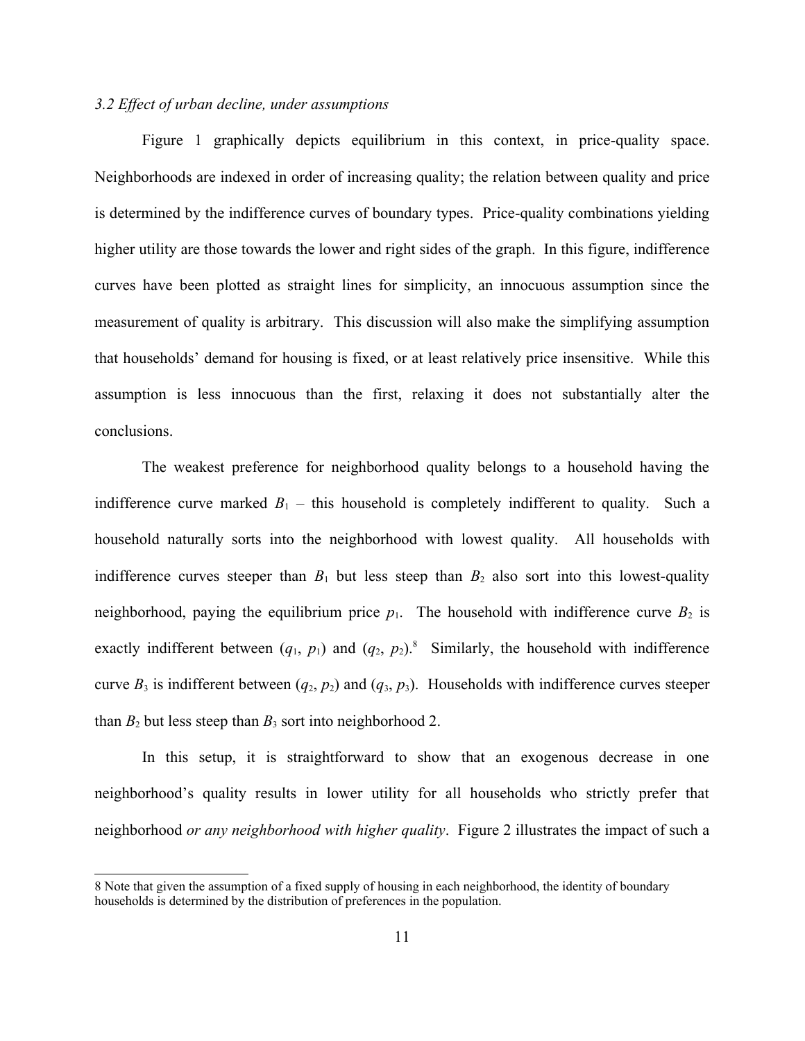*3.2 Effect of urban decline, under assumptions*

Figure 1 graphically depicts equilibrium in this context, in price-quality space. Neighborhoods are indexed in order of increasing quality; the relation between quality and price is determined by the indifference curves of boundary types. Price-quality combinations yielding higher utility are those towards the lower and right sides of the graph. In this figure, indifference curves have been plotted as straight lines for simplicity, an innocuous assumption since the measurement of quality is arbitrary. This discussion will also make the simplifying assumption that households' demand for housing is fixed, or at least relatively price insensitive. While this assumption is less innocuous than the first, relaxing it does not substantially alter the conclusions.

The weakest preference for neighborhood quality belongs to a household having the indifference curve marked $B_1$ – this household is completely indifferent to quality. Such a household naturally sorts into the neighborhood with lowest quality. All households with indifference curves steeper than $B_1$ but less steep than $B_2$ also sort into this lowest-quality neighborhood, paying the equilibrium price $p_1$. The household with indifference curve $B_2$ is exactly indifferent between ($q_1$, $p_1$) and ($q_2$, $p_2$).[8] Similarly, the household with indifference curve $B_3$ is indifferent between ($q_2$, $p_2$) and ($q_3$, $p_3$). Households with indifference curves steeper than $B_2$ but less steep than $B_3$ sort into neighborhood 2.

In this setup, it is straightforward to show that an exogenous decrease in one neighborhood's quality results in lower utility for all households who strictly prefer that neighborhood *or any neighborhood with higher quality*. Figure 2 illustrates the impact of such a

8 Note that given the assumption of a fixed supply of housing in each neighborhood, the identity of boundary households is determined by the distribution of preferences in the population.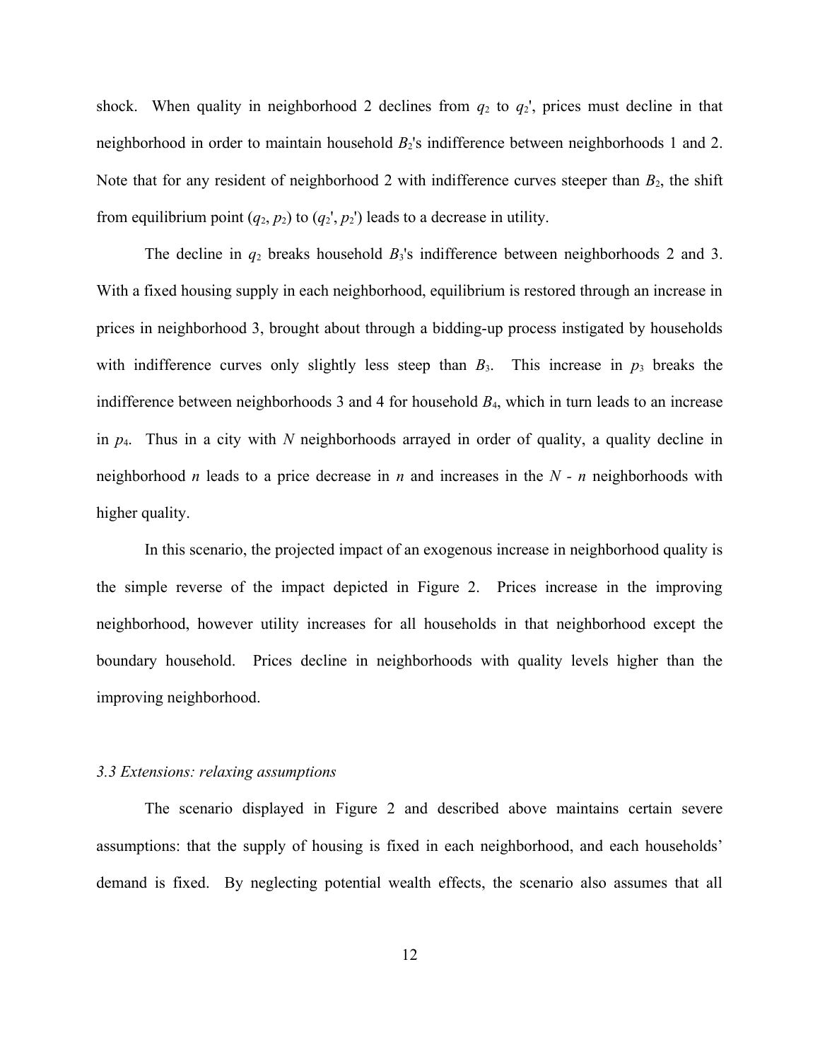shock. When quality in neighborhood 2 declines from $q_2$ to $q_2'$, prices must decline in that neighborhood in order to maintain household $B_2$'s indifference between neighborhoods 1 and 2. Note that for any resident of neighborhood 2 with indifference curves steeper than $B_2$, the shift from equilibrium point ($q_2$, $p_2$) to ($q_2'$, $p_2'$) leads to a decrease in utility.

The decline in $q_2$ breaks household $B_3$'s indifference between neighborhoods 2 and 3. With a fixed housing supply in each neighborhood, equilibrium is restored through an increase in prices in neighborhood 3, brought about through a bidding-up process instigated by households with indifference curves only slightly less steep than $B_3$. This increase in $p_3$ breaks the indifference between neighborhoods 3 and 4 for household $B_4$, which in turn leads to an increase in $p_4$. Thus in a city with $N$ neighborhoods arrayed in order of quality, a quality decline in neighborhood $n$ leads to a price decrease in $n$ and increases in the $N$ - $n$ neighborhoods with higher quality.

In this scenario, the projected impact of an exogenous increase in neighborhood quality is the simple reverse of the impact depicted in Figure 2. Prices increase in the improving neighborhood, however utility increases for all households in that neighborhood except the boundary household. Prices decline in neighborhoods with quality levels higher than the improving neighborhood.

### *3.3 Extensions: relaxing assumptions*

The scenario displayed in Figure 2 and described above maintains certain severe assumptions: that the supply of housing is fixed in each neighborhood, and each households' demand is fixed. By neglecting potential wealth effects, the scenario also assumes that all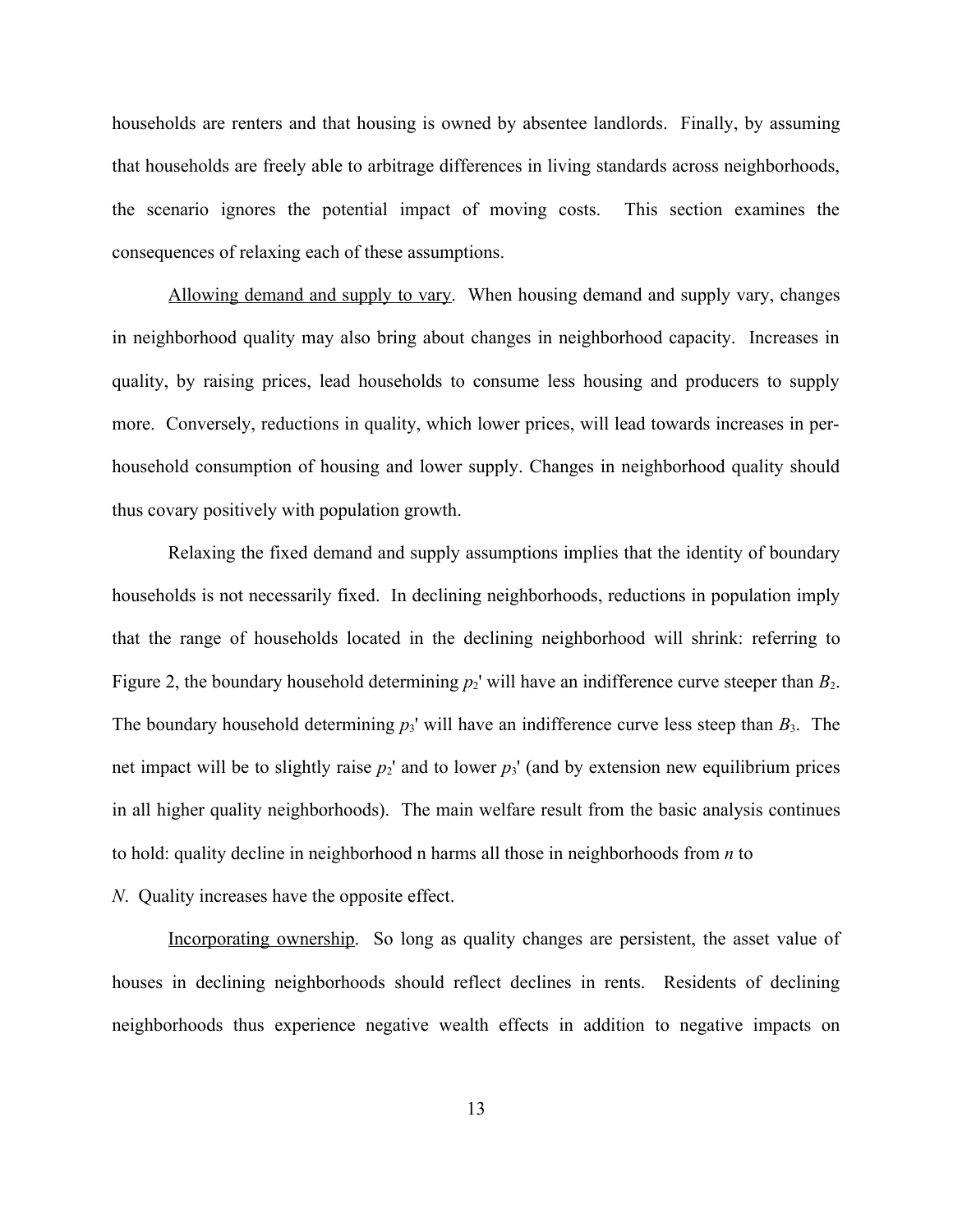households are renters and that housing is owned by absentee landlords. Finally, by assuming that households are freely able to arbitrage differences in living standards across neighborhoods, the scenario ignores the potential impact of moving costs. This section examines the consequences of relaxing each of these assumptions.

Allowing demand and supply to vary. When housing demand and supply vary, changes in neighborhood quality may also bring about changes in neighborhood capacity. Increases in quality, by raising prices, lead households to consume less housing and producers to supply more. Conversely, reductions in quality, which lower prices, will lead towards increases in per-household consumption of housing and lower supply. Changes in neighborhood quality should thus covary positively with population growth.

Relaxing the fixed demand and supply assumptions implies that the identity of boundary households is not necessarily fixed. In declining neighborhoods, reductions in population imply that the range of households located in the declining neighborhood will shrink: referring to Figure 2, the boundary household determining $p_2'$ will have an indifference curve steeper than $B_2$. The boundary household determining $p_3'$ will have an indifference curve less steep than $B_3$. The net impact will be to slightly raise $p_2'$ and to lower $p_3'$ (and by extension new equilibrium prices in all higher quality neighborhoods). The main welfare result from the basic analysis continues to hold: quality decline in neighborhood n harms all those in neighborhoods from $n$ to $N$. Quality increases have the opposite effect.

Incorporating ownership. So long as quality changes are persistent, the asset value of houses in declining neighborhoods should reflect declines in rents. Residents of declining neighborhoods thus experience negative wealth effects in addition to negative impacts on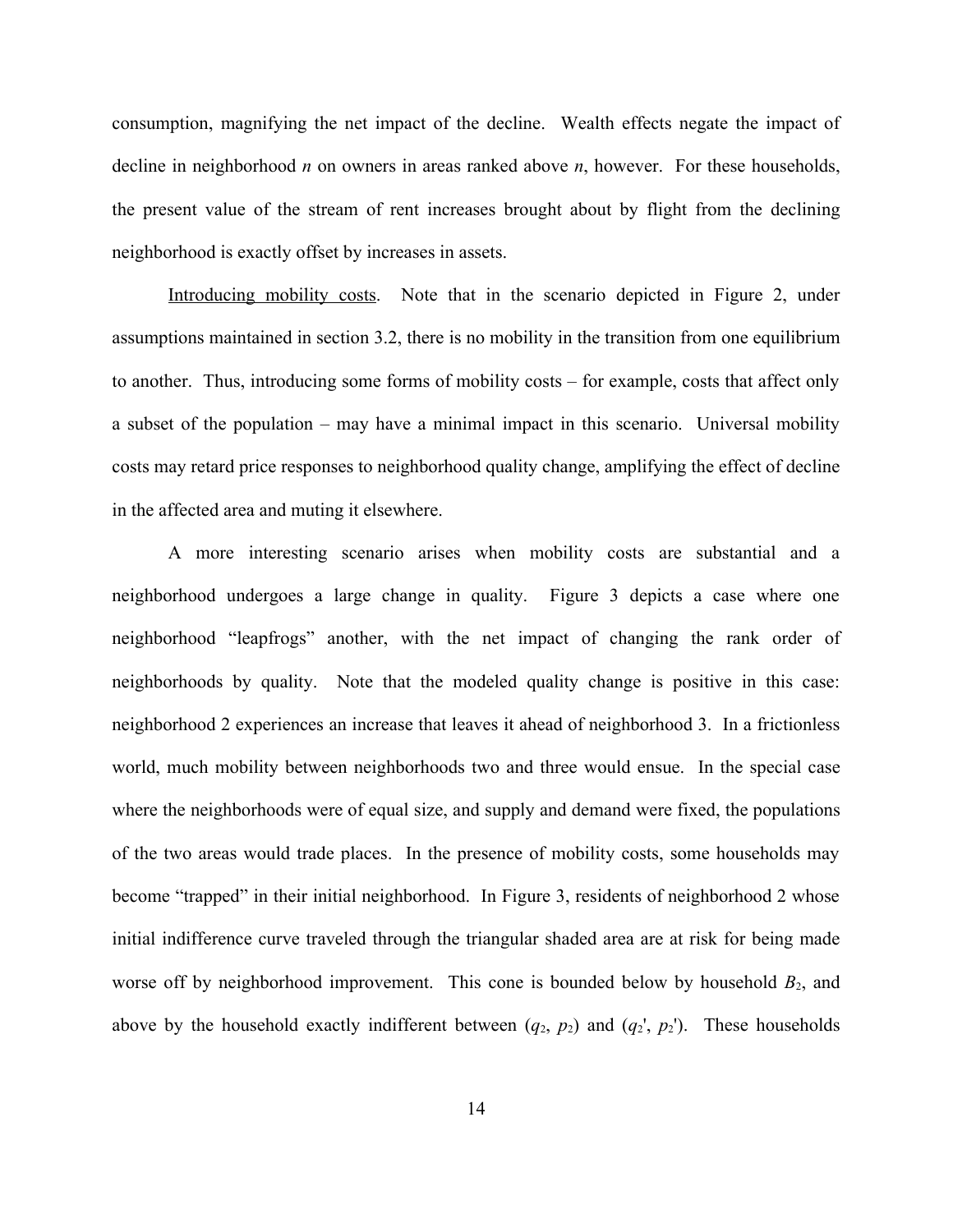consumption, magnifying the net impact of the decline. Wealth effects negate the impact of decline in neighborhood $n$ on owners in areas ranked above $n$, however. For these households, the present value of the stream of rent increases brought about by flight from the declining neighborhood is exactly offset by increases in assets.

Introducing mobility costs. Note that in the scenario depicted in Figure 2, under assumptions maintained in section 3.2, there is no mobility in the transition from one equilibrium to another. Thus, introducing some forms of mobility costs – for example, costs that affect only a subset of the population – may have a minimal impact in this scenario. Universal mobility costs may retard price responses to neighborhood quality change, amplifying the effect of decline in the affected area and muting it elsewhere.

A more interesting scenario arises when mobility costs are substantial and a neighborhood undergoes a large change in quality. Figure 3 depicts a case where one neighborhood "leapfrogs" another, with the net impact of changing the rank order of neighborhoods by quality. Note that the modeled quality change is positive in this case: neighborhood 2 experiences an increase that leaves it ahead of neighborhood 3. In a frictionless world, much mobility between neighborhoods two and three would ensue. In the special case where the neighborhoods were of equal size, and supply and demand were fixed, the populations of the two areas would trade places. In the presence of mobility costs, some households may become "trapped" in their initial neighborhood. In Figure 3, residents of neighborhood 2 whose initial indifference curve traveled through the triangular shaded area are at risk for being made worse off by neighborhood improvement. This cone is bounded below by household $B_2$, and above by the household exactly indifferent between ($q_2$, $p_2$) and ($q_2'$, $p_2'$). These households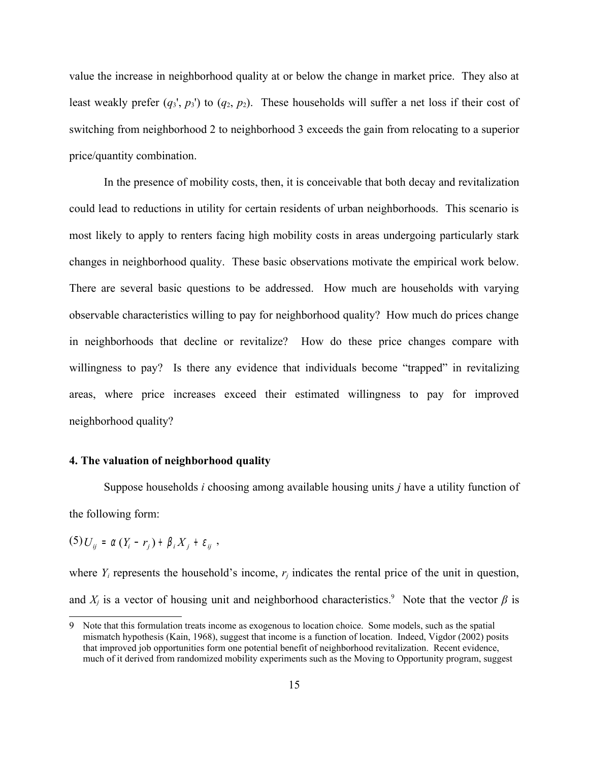value the increase in neighborhood quality at or below the change in market price. They also at least weakly prefer ($q_3'$, $p_3'$) to ($q_2$, $p_2$). These households will suffer a net loss if their cost of switching from neighborhood 2 to neighborhood 3 exceeds the gain from relocating to a superior price/quantity combination.

In the presence of mobility costs, then, it is conceivable that both decay and revitalization could lead to reductions in utility for certain residents of urban neighborhoods. This scenario is most likely to apply to renters facing high mobility costs in areas undergoing particularly stark changes in neighborhood quality. These basic observations motivate the empirical work below. There are several basic questions to be addressed. How much are households with varying observable characteristics willing to pay for neighborhood quality? How much do prices change in neighborhoods that decline or revitalize? How do these price changes compare with willingness to pay? Is there any evidence that individuals become "trapped" in revitalizing areas, where price increases exceed their estimated willingness to pay for improved neighborhood quality?

### 4. The valuation of neighborhood quality

Suppose households *i* choosing among available housing units *j* have a utility function of the following form:

$$(5)\ U_{ij} = \alpha(Y_i - r_j) + \beta_i X_j + \varepsilon_{ij}\ ,$$

where $Y_i$ represents the household's income, $r_j$ indicates the rental price of the unit in question, and $X_j$ is a vector of housing unit and neighborhood characteristics.[9] Note that the vector $\beta$ is

9 Note that this formulation treats income as exogenous to location choice. Some models, such as the spatial mismatch hypothesis (Kain, 1968), suggest that income is a function of location. Indeed, Vigdor (2002) posits that improved job opportunities form one potential benefit of neighborhood revitalization. Recent evidence, much of it derived from randomized mobility experiments such as the Moving to Opportunity program, suggest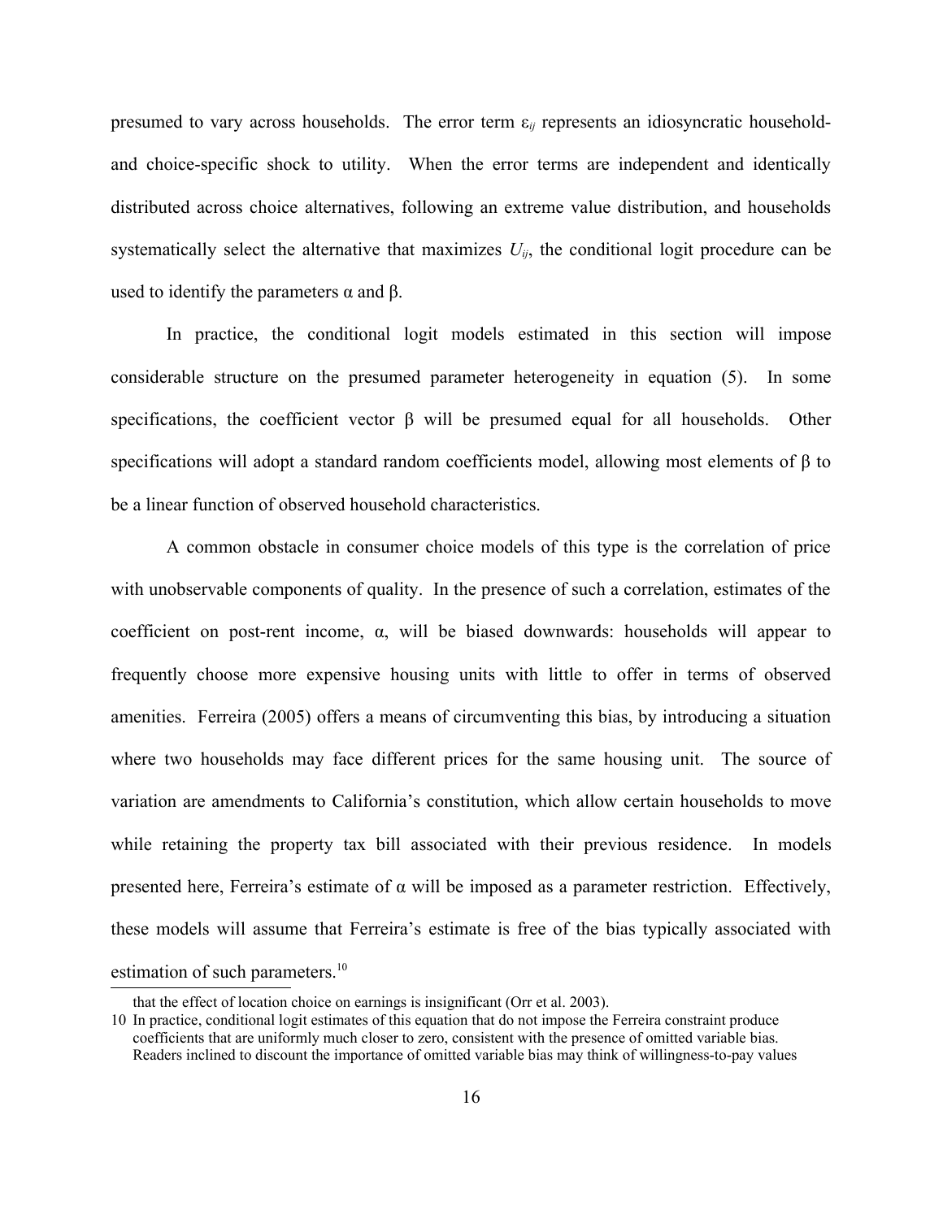presumed to vary across households. The error term $\varepsilon_{ij}$ represents an idiosyncratic household- and choice-specific shock to utility. When the error terms are independent and identically distributed across choice alternatives, following an extreme value distribution, and households systematically select the alternative that maximizes $U_{ij}$, the conditional logit procedure can be used to identify the parameters $\alpha$ and $\beta$.

In practice, the conditional logit models estimated in this section will impose considerable structure on the presumed parameter heterogeneity in equation (5). In some specifications, the coefficient vector $\beta$ will be presumed equal for all households. Other specifications will adopt a standard random coefficients model, allowing most elements of $\beta$ to be a linear function of observed household characteristics.

A common obstacle in consumer choice models of this type is the correlation of price with unobservable components of quality. In the presence of such a correlation, estimates of the coefficient on post-rent income, $\alpha$, will be biased downwards: households will appear to frequently choose more expensive housing units with little to offer in terms of observed amenities. Ferreira (2005) offers a means of circumventing this bias, by introducing a situation where two households may face different prices for the same housing unit. The source of variation are amendments to California's constitution, which allow certain households to move while retaining the property tax bill associated with their previous residence. In models presented here, Ferreira's estimate of $\alpha$ will be imposed as a parameter restriction. Effectively, these models will assume that Ferreira's estimate is free of the bias typically associated with estimation of such parameters.[10]

that the effect of location choice on earnings is insignificant (Orr et al. 2003).

10 In practice, conditional logit estimates of this equation that do not impose the Ferreira constraint produce coefficients that are uniformly much closer to zero, consistent with the presence of omitted variable bias. Readers inclined to discount the importance of omitted variable bias may think of willingness-to-pay values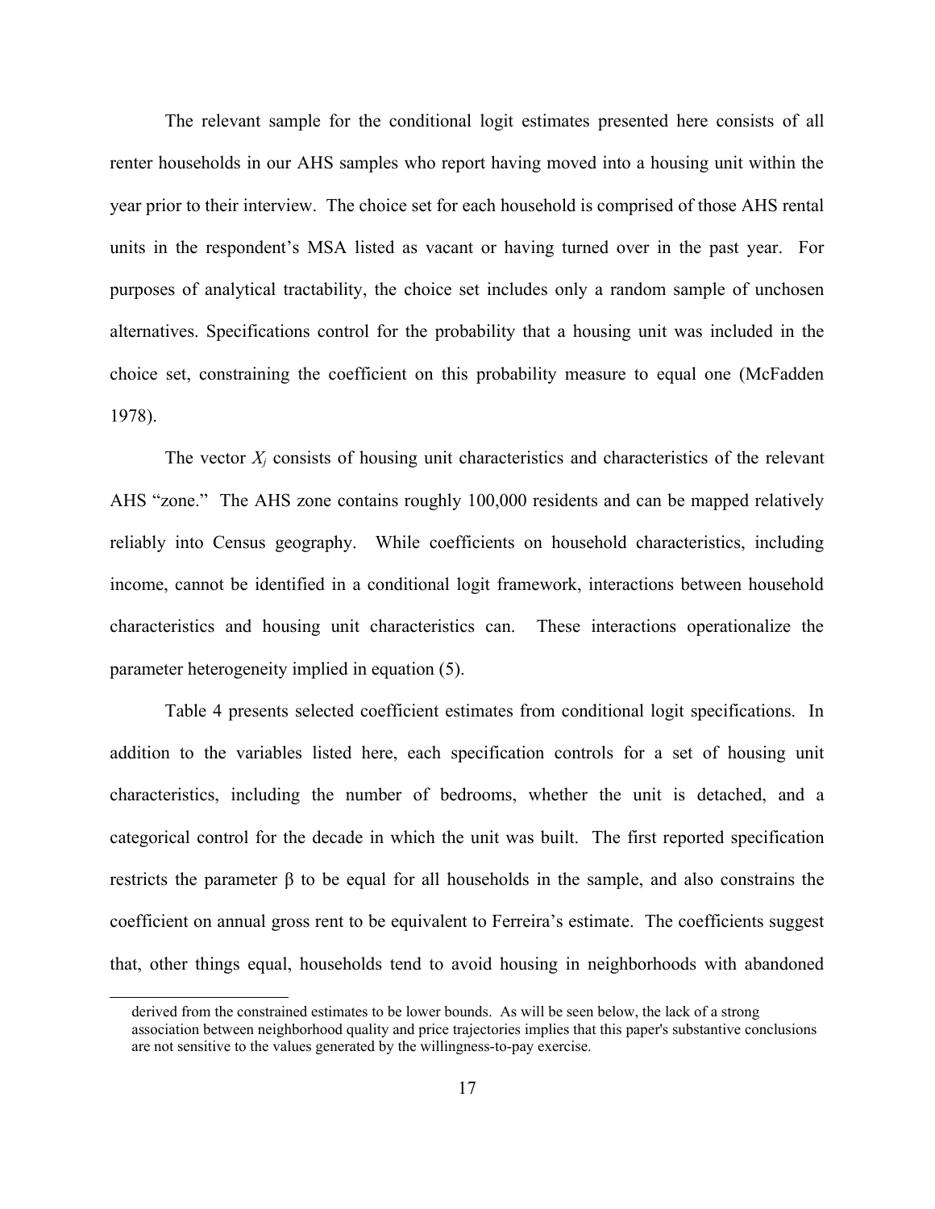The relevant sample for the conditional logit estimates presented here consists of all renter households in our AHS samples who report having moved into a housing unit within the year prior to their interview. The choice set for each household is comprised of those AHS rental units in the respondent's MSA listed as vacant or having turned over in the past year. For purposes of analytical tractability, the choice set includes only a random sample of unchosen alternatives. Specifications control for the probability that a housing unit was included in the choice set, constraining the coefficient on this probability measure to equal one (McFadden 1978).

The vector $X_j$ consists of housing unit characteristics and characteristics of the relevant AHS "zone." The AHS zone contains roughly 100,000 residents and can be mapped relatively reliably into Census geography. While coefficients on household characteristics, including income, cannot be identified in a conditional logit framework, interactions between household characteristics and housing unit characteristics can. These interactions operationalize the parameter heterogeneity implied in equation (5).

Table 4 presents selected coefficient estimates from conditional logit specifications. In addition to the variables listed here, each specification controls for a set of housing unit characteristics, including the number of bedrooms, whether the unit is detached, and a categorical control for the decade in which the unit was built. The first reported specification restricts the parameter $\beta$ to be equal for all households in the sample, and also constrains the coefficient on annual gross rent to be equivalent to Ferreira's estimate. The coefficients suggest that, other things equal, households tend to avoid housing in neighborhoods with abandoned

derived from the constrained estimates to be lower bounds. As will be seen below, the lack of a strong association between neighborhood quality and price trajectories implies that this paper's substantive conclusions are not sensitive to the values generated by the willingness-to-pay exercise.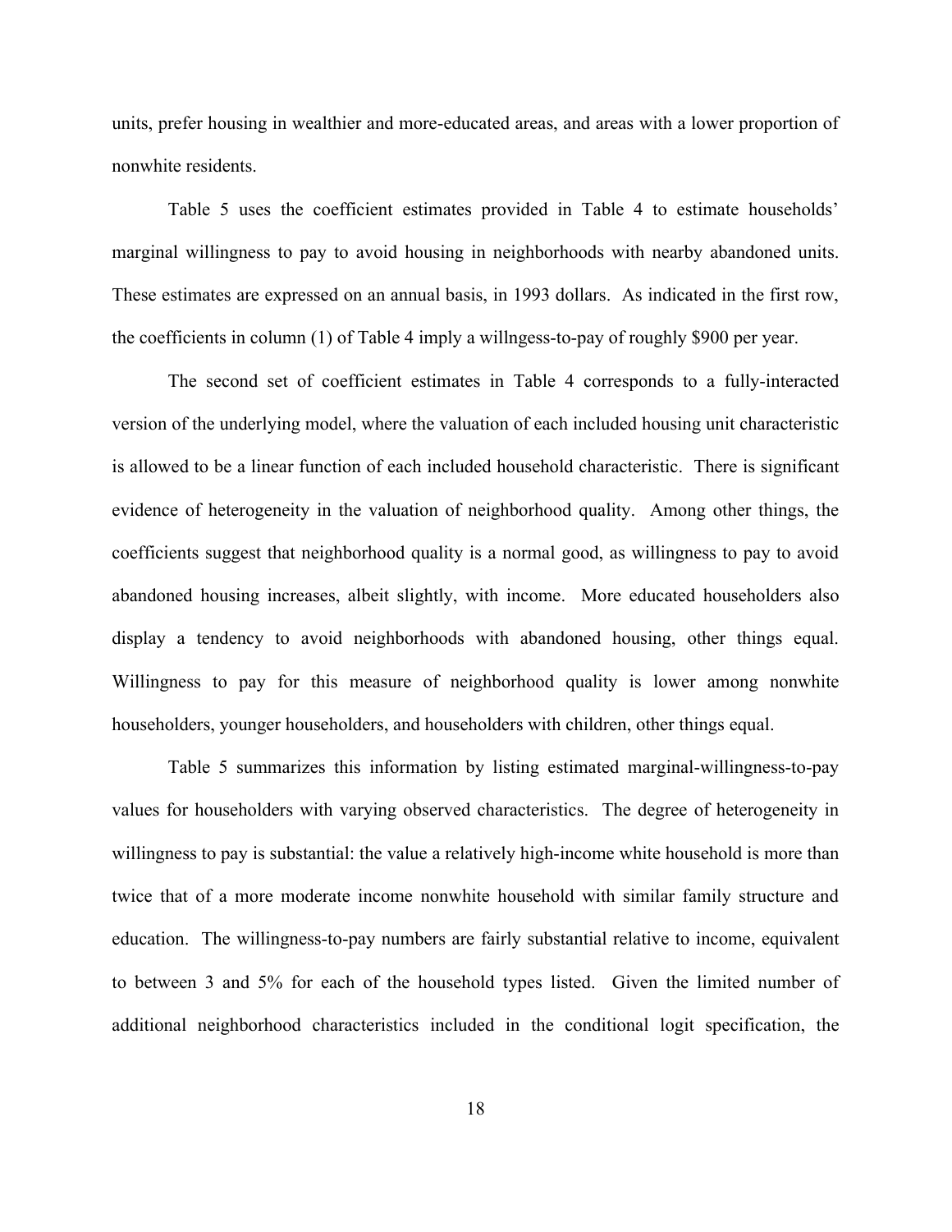units, prefer housing in wealthier and more-educated areas, and areas with a lower proportion of nonwhite residents.

Table 5 uses the coefficient estimates provided in Table 4 to estimate households' marginal willingness to pay to avoid housing in neighborhoods with nearby abandoned units. These estimates are expressed on an annual basis, in 1993 dollars. As indicated in the first row, the coefficients in column (1) of Table 4 imply a willngess-to-pay of roughly $900 per year.

The second set of coefficient estimates in Table 4 corresponds to a fully-interacted version of the underlying model, where the valuation of each included housing unit characteristic is allowed to be a linear function of each included household characteristic. There is significant evidence of heterogeneity in the valuation of neighborhood quality. Among other things, the coefficients suggest that neighborhood quality is a normal good, as willingness to pay to avoid abandoned housing increases, albeit slightly, with income. More educated householders also display a tendency to avoid neighborhoods with abandoned housing, other things equal. Willingness to pay for this measure of neighborhood quality is lower among nonwhite householders, younger householders, and householders with children, other things equal.

Table 5 summarizes this information by listing estimated marginal-willingness-to-pay values for householders with varying observed characteristics. The degree of heterogeneity in willingness to pay is substantial: the value a relatively high-income white household is more than twice that of a more moderate income nonwhite household with similar family structure and education. The willingness-to-pay numbers are fairly substantial relative to income, equivalent to between 3 and 5% for each of the household types listed. Given the limited number of additional neighborhood characteristics included in the conditional logit specification, the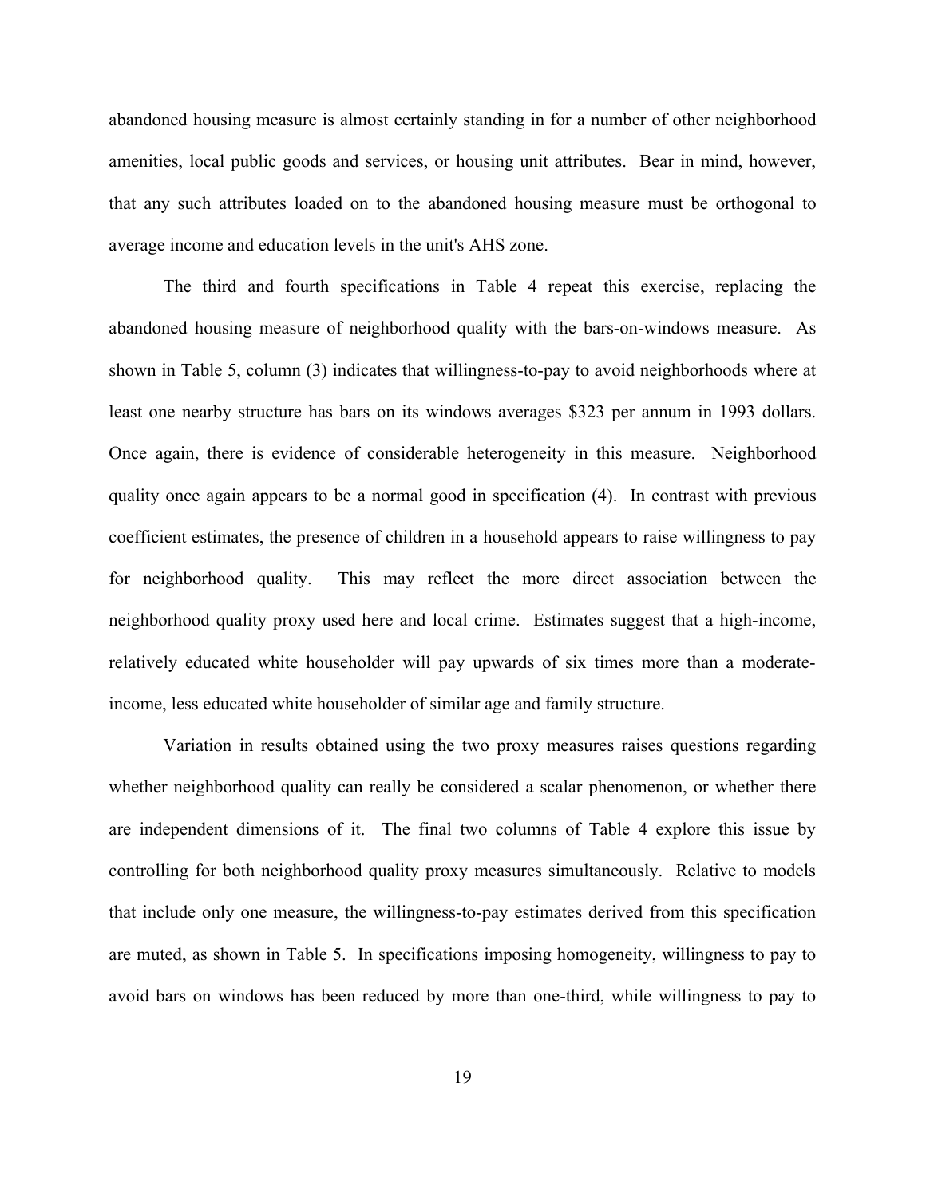abandoned housing measure is almost certainly standing in for a number of other neighborhood amenities, local public goods and services, or housing unit attributes. Bear in mind, however, that any such attributes loaded on to the abandoned housing measure must be orthogonal to average income and education levels in the unit's AHS zone.

The third and fourth specifications in Table 4 repeat this exercise, replacing the abandoned housing measure of neighborhood quality with the bars-on-windows measure. As shown in Table 5, column (3) indicates that willingness-to-pay to avoid neighborhoods where at least one nearby structure has bars on its windows averages \$323 per annum in 1993 dollars. Once again, there is evidence of considerable heterogeneity in this measure. Neighborhood quality once again appears to be a normal good in specification (4). In contrast with previous coefficient estimates, the presence of children in a household appears to raise willingness to pay for neighborhood quality. This may reflect the more direct association between the neighborhood quality proxy used here and local crime. Estimates suggest that a high-income, relatively educated white householder will pay upwards of six times more than a moderate-income, less educated white householder of similar age and family structure.

Variation in results obtained using the two proxy measures raises questions regarding whether neighborhood quality can really be considered a scalar phenomenon, or whether there are independent dimensions of it. The final two columns of Table 4 explore this issue by controlling for both neighborhood quality proxy measures simultaneously. Relative to models that include only one measure, the willingness-to-pay estimates derived from this specification are muted, as shown in Table 5. In specifications imposing homogeneity, willingness to pay to avoid bars on windows has been reduced by more than one-third, while willingness to pay to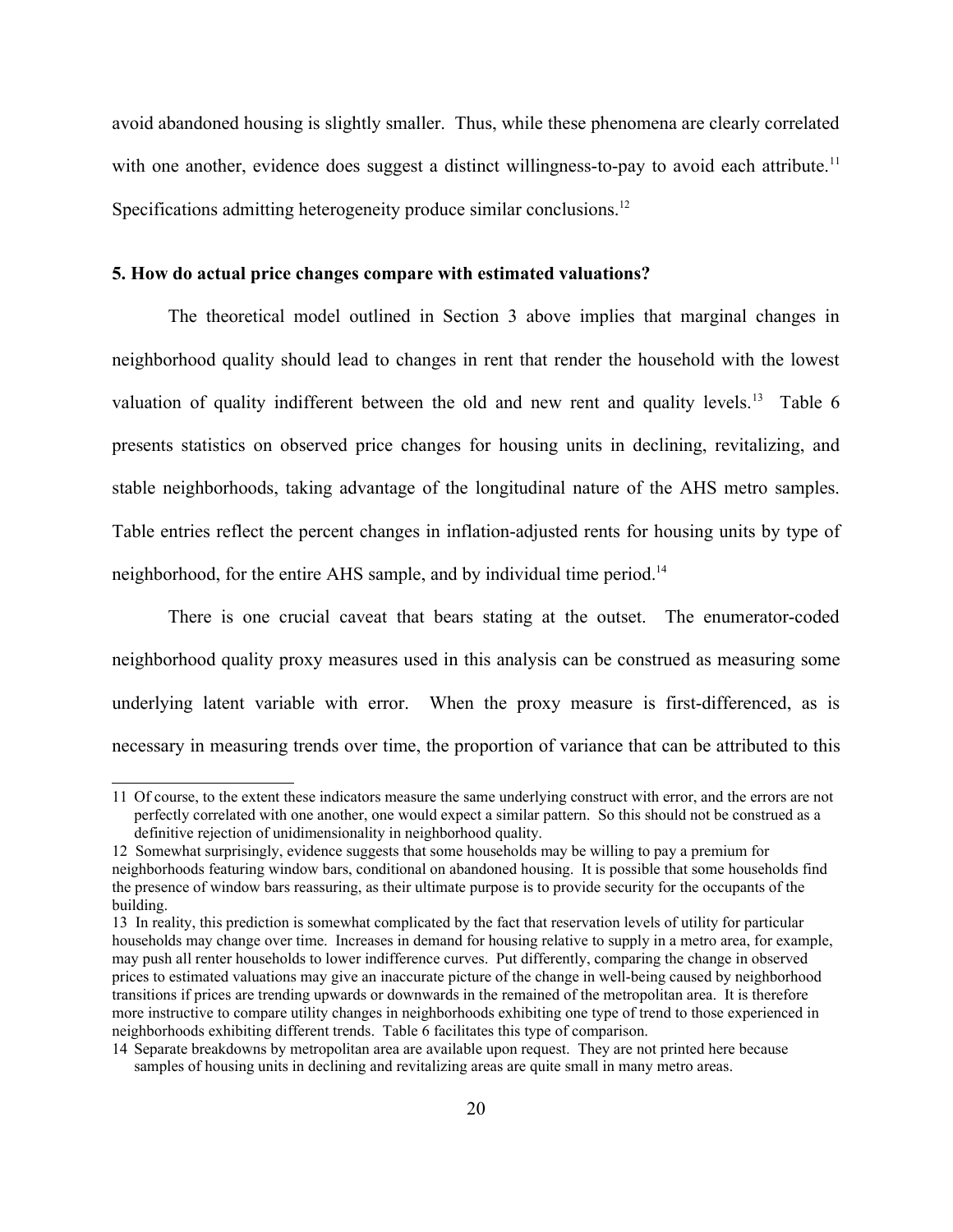avoid abandoned housing is slightly smaller. Thus, while these phenomena are clearly correlated with one another, evidence does suggest a distinct willingness-to-pay to avoid each attribute.[11] Specifications admitting heterogeneity produce similar conclusions.[12]

### 5. How do actual price changes compare with estimated valuations?

The theoretical model outlined in Section 3 above implies that marginal changes in neighborhood quality should lead to changes in rent that render the household with the lowest valuation of quality indifferent between the old and new rent and quality levels.[13] Table 6 presents statistics on observed price changes for housing units in declining, revitalizing, and stable neighborhoods, taking advantage of the longitudinal nature of the AHS metro samples. Table entries reflect the percent changes in inflation-adjusted rents for housing units by type of neighborhood, for the entire AHS sample, and by individual time period.[14]

There is one crucial caveat that bears stating at the outset. The enumerator-coded neighborhood quality proxy measures used in this analysis can be construed as measuring some underlying latent variable with error. When the proxy measure is first-differenced, as is necessary in measuring trends over time, the proportion of variance that can be attributed to this

---

11 Of course, to the extent these indicators measure the same underlying construct with error, and the errors are not perfectly correlated with one another, one would expect a similar pattern. So this should not be construed as a definitive rejection of unidimensionality in neighborhood quality.

12 Somewhat surprisingly, evidence suggests that some households may be willing to pay a premium for neighborhoods featuring window bars, conditional on abandoned housing. It is possible that some households find the presence of window bars reassuring, as their ultimate purpose is to provide security for the occupants of the building.

13 In reality, this prediction is somewhat complicated by the fact that reservation levels of utility for particular households may change over time. Increases in demand for housing relative to supply in a metro area, for example, may push all renter households to lower indifference curves. Put differently, comparing the change in observed prices to estimated valuations may give an inaccurate picture of the change in well-being caused by neighborhood transitions if prices are trending upwards or downwards in the remained of the metropolitan area. It is therefore more instructive to compare utility changes in neighborhoods exhibiting one type of trend to those experienced in neighborhoods exhibiting different trends. Table 6 facilitates this type of comparison.

14 Separate breakdowns by metropolitan area are available upon request. They are not printed here because samples of housing units in declining and revitalizing areas are quite small in many metro areas.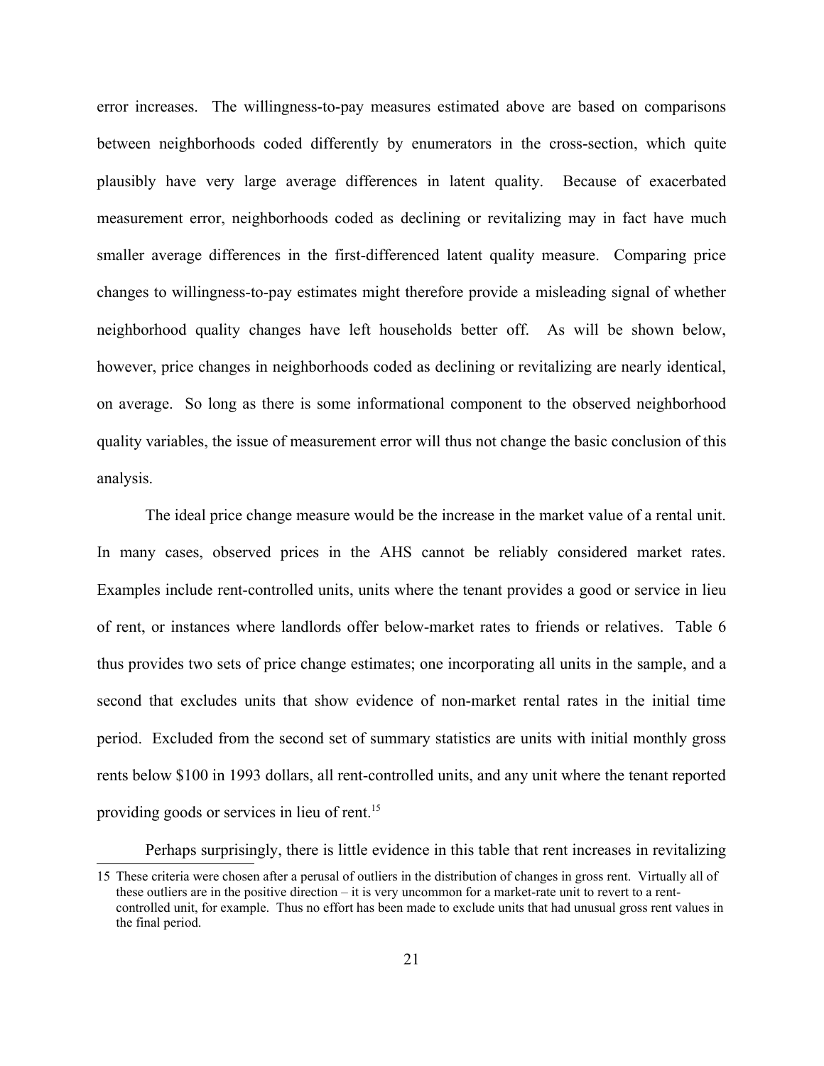error increases. The willingness-to-pay measures estimated above are based on comparisons between neighborhoods coded differently by enumerators in the cross-section, which quite plausibly have very large average differences in latent quality. Because of exacerbated measurement error, neighborhoods coded as declining or revitalizing may in fact have much smaller average differences in the first-differenced latent quality measure. Comparing price changes to willingness-to-pay estimates might therefore provide a misleading signal of whether neighborhood quality changes have left households better off. As will be shown below, however, price changes in neighborhoods coded as declining or revitalizing are nearly identical, on average. So long as there is some informational component to the observed neighborhood quality variables, the issue of measurement error will thus not change the basic conclusion of this analysis.

The ideal price change measure would be the increase in the market value of a rental unit. In many cases, observed prices in the AHS cannot be reliably considered market rates. Examples include rent-controlled units, units where the tenant provides a good or service in lieu of rent, or instances where landlords offer below-market rates to friends or relatives. Table 6 thus provides two sets of price change estimates; one incorporating all units in the sample, and a second that excludes units that show evidence of non-market rental rates in the initial time period. Excluded from the second set of summary statistics are units with initial monthly gross rents below \$100 in 1993 dollars, all rent-controlled units, and any unit where the tenant reported providing goods or services in lieu of rent.[15]

Perhaps surprisingly, there is little evidence in this table that rent increases in revitalizing

15 These criteria were chosen after a perusal of outliers in the distribution of changes in gross rent. Virtually all of these outliers are in the positive direction – it is very uncommon for a market-rate unit to revert to a rent-controlled unit, for example. Thus no effort has been made to exclude units that had unusual gross rent values in the final period.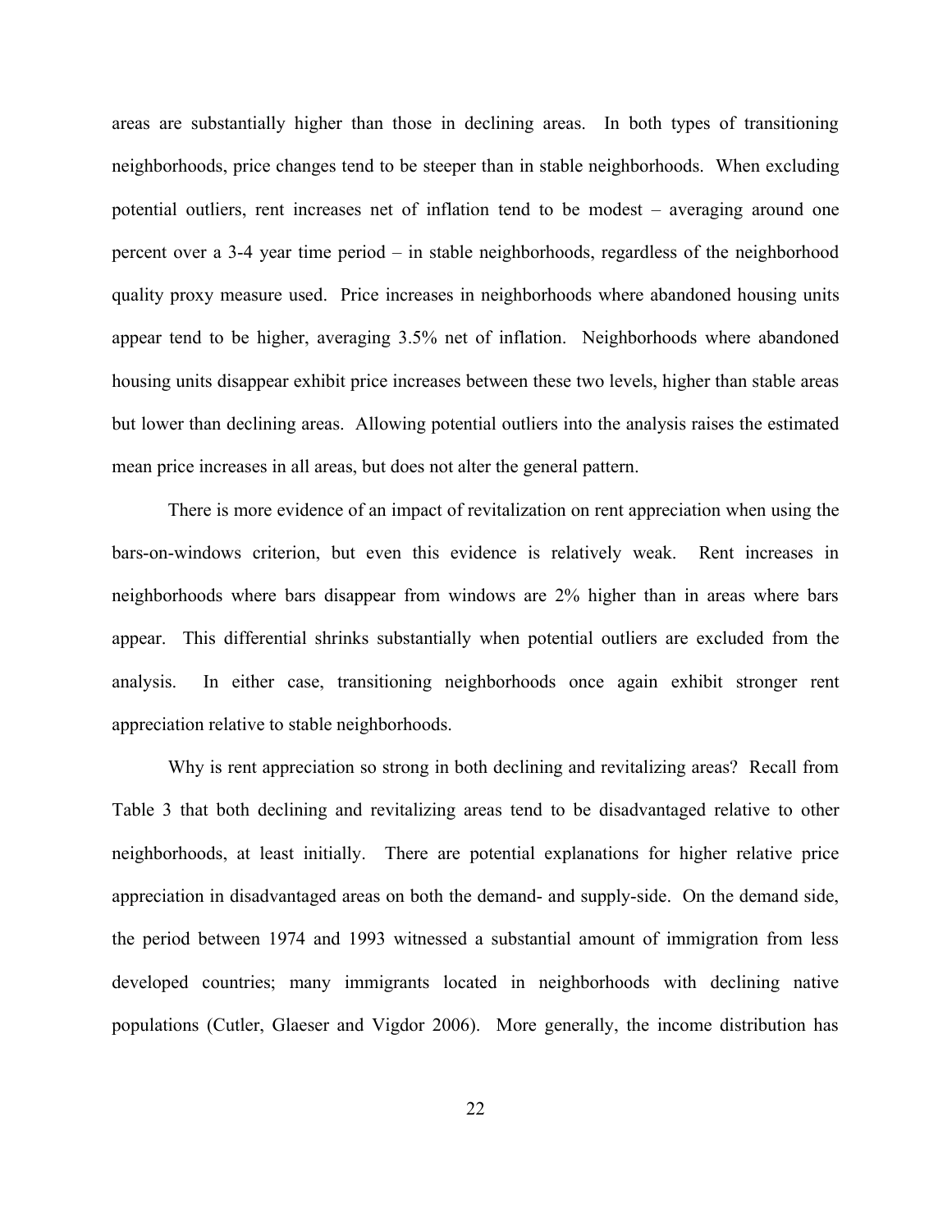areas are substantially higher than those in declining areas. In both types of transitioning neighborhoods, price changes tend to be steeper than in stable neighborhoods. When excluding potential outliers, rent increases net of inflation tend to be modest – averaging around one percent over a 3-4 year time period – in stable neighborhoods, regardless of the neighborhood quality proxy measure used. Price increases in neighborhoods where abandoned housing units appear tend to be higher, averaging 3.5% net of inflation. Neighborhoods where abandoned housing units disappear exhibit price increases between these two levels, higher than stable areas but lower than declining areas. Allowing potential outliers into the analysis raises the estimated mean price increases in all areas, but does not alter the general pattern.

There is more evidence of an impact of revitalization on rent appreciation when using the bars-on-windows criterion, but even this evidence is relatively weak. Rent increases in neighborhoods where bars disappear from windows are 2% higher than in areas where bars appear. This differential shrinks substantially when potential outliers are excluded from the analysis. In either case, transitioning neighborhoods once again exhibit stronger rent appreciation relative to stable neighborhoods.

Why is rent appreciation so strong in both declining and revitalizing areas? Recall from Table 3 that both declining and revitalizing areas tend to be disadvantaged relative to other neighborhoods, at least initially. There are potential explanations for higher relative price appreciation in disadvantaged areas on both the demand- and supply-side. On the demand side, the period between 1974 and 1993 witnessed a substantial amount of immigration from less developed countries; many immigrants located in neighborhoods with declining native populations (Cutler, Glaeser and Vigdor 2006). More generally, the income distribution has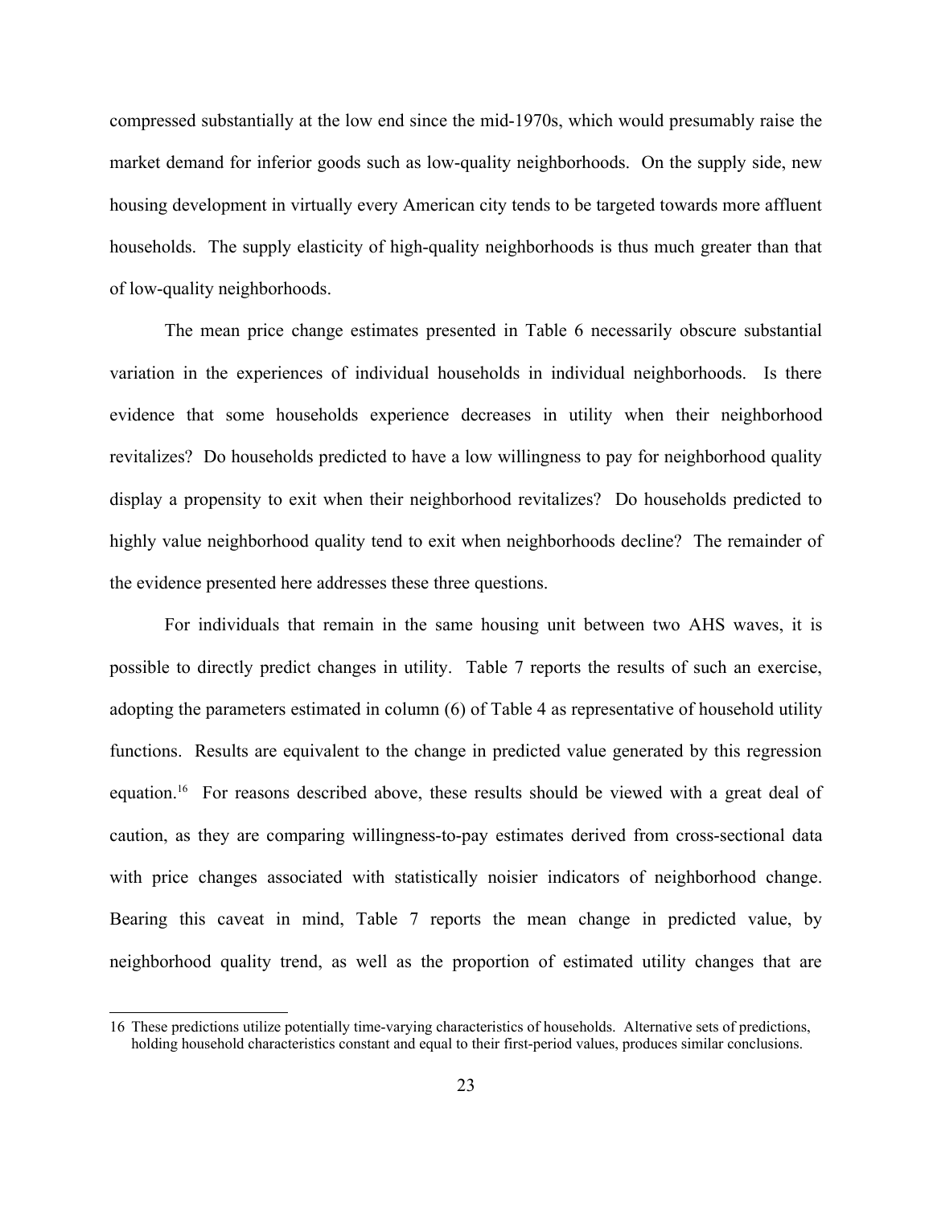compressed substantially at the low end since the mid-1970s, which would presumably raise the market demand for inferior goods such as low-quality neighborhoods. On the supply side, new housing development in virtually every American city tends to be targeted towards more affluent households. The supply elasticity of high-quality neighborhoods is thus much greater than that of low-quality neighborhoods.

The mean price change estimates presented in Table 6 necessarily obscure substantial variation in the experiences of individual households in individual neighborhoods. Is there evidence that some households experience decreases in utility when their neighborhood revitalizes? Do households predicted to have a low willingness to pay for neighborhood quality display a propensity to exit when their neighborhood revitalizes? Do households predicted to highly value neighborhood quality tend to exit when neighborhoods decline? The remainder of the evidence presented here addresses these three questions.

For individuals that remain in the same housing unit between two AHS waves, it is possible to directly predict changes in utility. Table 7 reports the results of such an exercise, adopting the parameters estimated in column (6) of Table 4 as representative of household utility functions. Results are equivalent to the change in predicted value generated by this regression equation.[16] For reasons described above, these results should be viewed with a great deal of caution, as they are comparing willingness-to-pay estimates derived from cross-sectional data with price changes associated with statistically noisier indicators of neighborhood change. Bearing this caveat in mind, Table 7 reports the mean change in predicted value, by neighborhood quality trend, as well as the proportion of estimated utility changes that are

16 These predictions utilize potentially time-varying characteristics of households. Alternative sets of predictions, holding household characteristics constant and equal to their first-period values, produces similar conclusions.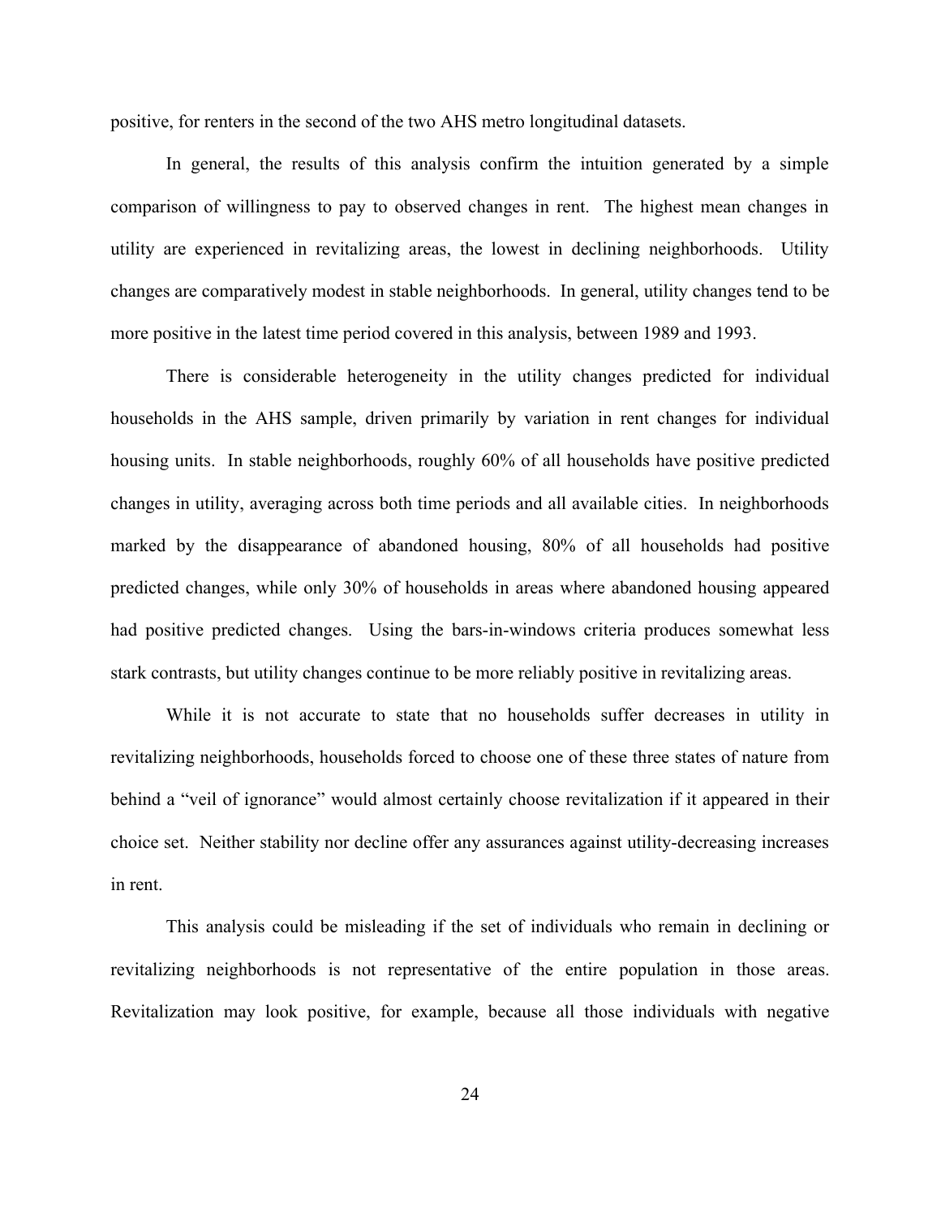positive, for renters in the second of the two AHS metro longitudinal datasets.

In general, the results of this analysis confirm the intuition generated by a simple comparison of willingness to pay to observed changes in rent. The highest mean changes in utility are experienced in revitalizing areas, the lowest in declining neighborhoods. Utility changes are comparatively modest in stable neighborhoods. In general, utility changes tend to be more positive in the latest time period covered in this analysis, between 1989 and 1993.

There is considerable heterogeneity in the utility changes predicted for individual households in the AHS sample, driven primarily by variation in rent changes for individual housing units. In stable neighborhoods, roughly 60% of all households have positive predicted changes in utility, averaging across both time periods and all available cities. In neighborhoods marked by the disappearance of abandoned housing, 80% of all households had positive predicted changes, while only 30% of households in areas where abandoned housing appeared had positive predicted changes. Using the bars-in-windows criteria produces somewhat less stark contrasts, but utility changes continue to be more reliably positive in revitalizing areas.

While it is not accurate to state that no households suffer decreases in utility in revitalizing neighborhoods, households forced to choose one of these three states of nature from behind a "veil of ignorance" would almost certainly choose revitalization if it appeared in their choice set. Neither stability nor decline offer any assurances against utility-decreasing increases in rent.

This analysis could be misleading if the set of individuals who remain in declining or revitalizing neighborhoods is not representative of the entire population in those areas. Revitalization may look positive, for example, because all those individuals with negative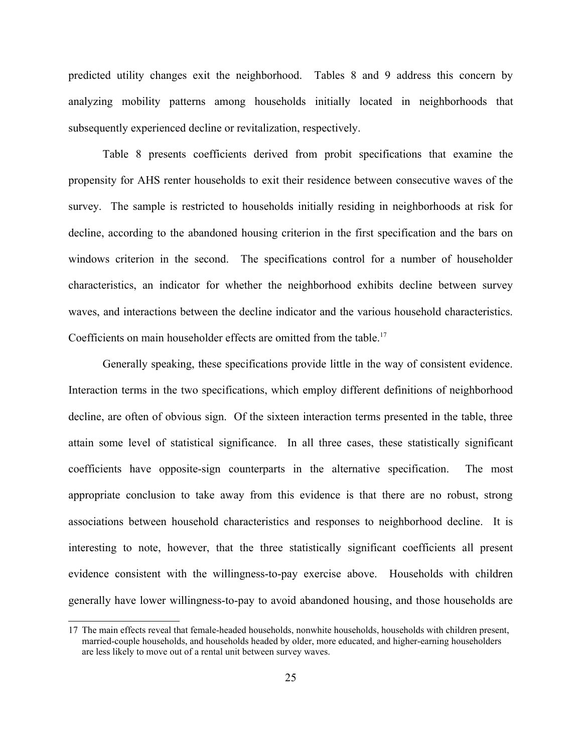predicted utility changes exit the neighborhood. Tables 8 and 9 address this concern by analyzing mobility patterns among households initially located in neighborhoods that subsequently experienced decline or revitalization, respectively.

Table 8 presents coefficients derived from probit specifications that examine the propensity for AHS renter households to exit their residence between consecutive waves of the survey. The sample is restricted to households initially residing in neighborhoods at risk for decline, according to the abandoned housing criterion in the first specification and the bars on windows criterion in the second. The specifications control for a number of householder characteristics, an indicator for whether the neighborhood exhibits decline between survey waves, and interactions between the decline indicator and the various household characteristics. Coefficients on main householder effects are omitted from the table.[17]

Generally speaking, these specifications provide little in the way of consistent evidence. Interaction terms in the two specifications, which employ different definitions of neighborhood decline, are often of obvious sign. Of the sixteen interaction terms presented in the table, three attain some level of statistical significance. In all three cases, these statistically significant coefficients have opposite-sign counterparts in the alternative specification. The most appropriate conclusion to take away from this evidence is that there are no robust, strong associations between household characteristics and responses to neighborhood decline. It is interesting to note, however, that the three statistically significant coefficients all present evidence consistent with the willingness-to-pay exercise above. Households with children generally have lower willingness-to-pay to avoid abandoned housing, and those households are

[17] The main effects reveal that female-headed households, nonwhite households, households with children present, married-couple households, and households headed by older, more educated, and higher-earning householders are less likely to move out of a rental unit between survey waves.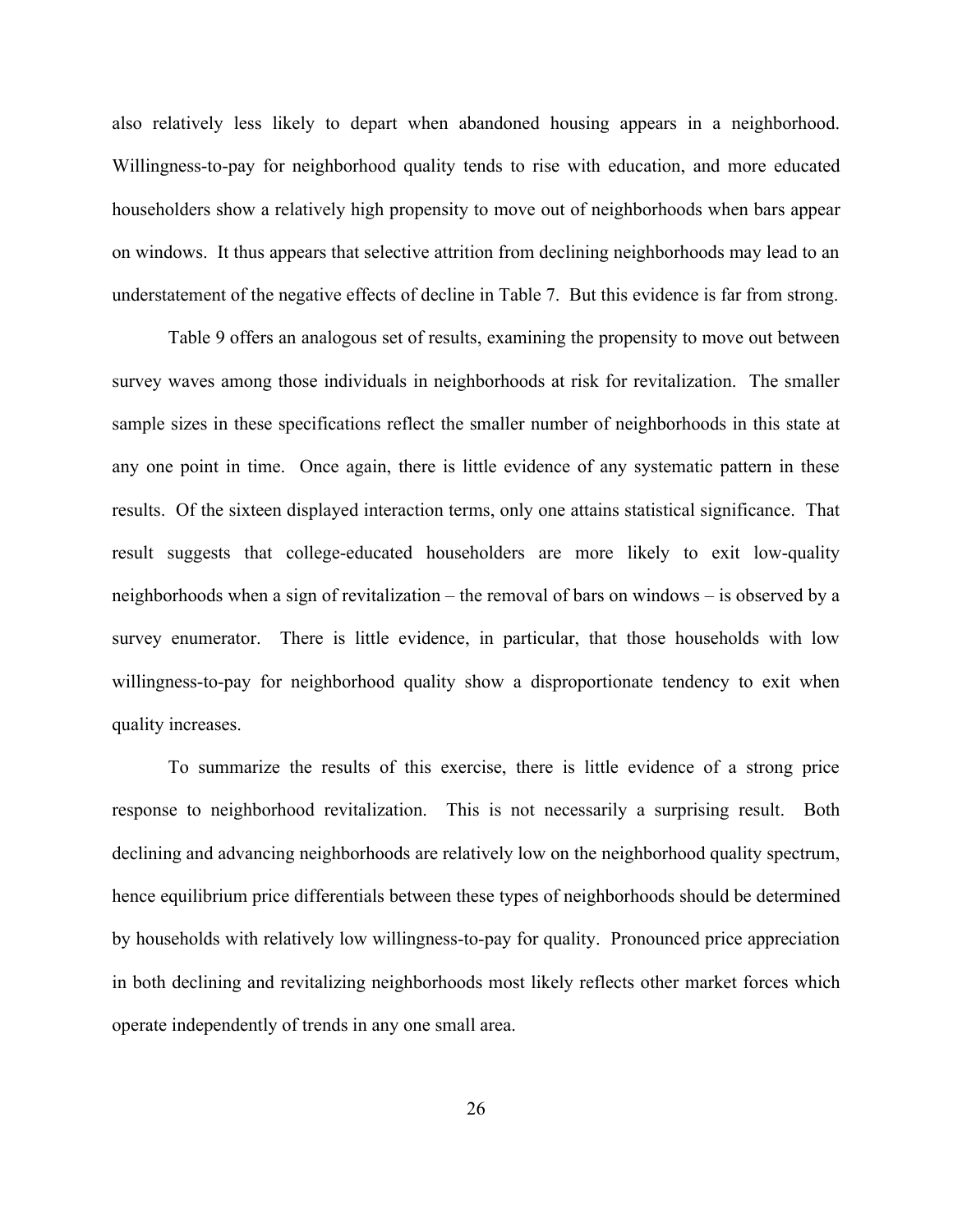also relatively less likely to depart when abandoned housing appears in a neighborhood. Willingness-to-pay for neighborhood quality tends to rise with education, and more educated householders show a relatively high propensity to move out of neighborhoods when bars appear on windows. It thus appears that selective attrition from declining neighborhoods may lead to an understatement of the negative effects of decline in Table 7. But this evidence is far from strong.

Table 9 offers an analogous set of results, examining the propensity to move out between survey waves among those individuals in neighborhoods at risk for revitalization. The smaller sample sizes in these specifications reflect the smaller number of neighborhoods in this state at any one point in time. Once again, there is little evidence of any systematic pattern in these results. Of the sixteen displayed interaction terms, only one attains statistical significance. That result suggests that college-educated householders are more likely to exit low-quality neighborhoods when a sign of revitalization – the removal of bars on windows – is observed by a survey enumerator. There is little evidence, in particular, that those households with low willingness-to-pay for neighborhood quality show a disproportionate tendency to exit when quality increases.

To summarize the results of this exercise, there is little evidence of a strong price response to neighborhood revitalization. This is not necessarily a surprising result. Both declining and advancing neighborhoods are relatively low on the neighborhood quality spectrum, hence equilibrium price differentials between these types of neighborhoods should be determined by households with relatively low willingness-to-pay for quality. Pronounced price appreciation in both declining and revitalizing neighborhoods most likely reflects other market forces which operate independently of trends in any one small area.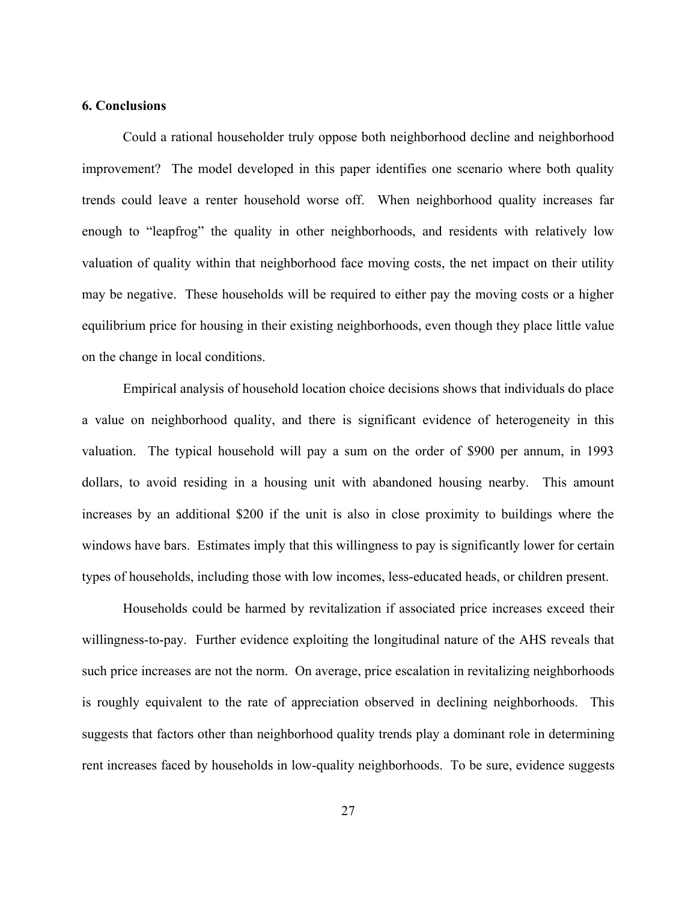## 6. Conclusions

Could a rational householder truly oppose both neighborhood decline and neighborhood improvement? The model developed in this paper identifies one scenario where both quality trends could leave a renter household worse off. When neighborhood quality increases far enough to "leapfrog" the quality in other neighborhoods, and residents with relatively low valuation of quality within that neighborhood face moving costs, the net impact on their utility may be negative. These households will be required to either pay the moving costs or a higher equilibrium price for housing in their existing neighborhoods, even though they place little value on the change in local conditions.

Empirical analysis of household location choice decisions shows that individuals do place a value on neighborhood quality, and there is significant evidence of heterogeneity in this valuation. The typical household will pay a sum on the order of $900 per annum, in 1993 dollars, to avoid residing in a housing unit with abandoned housing nearby. This amount increases by an additional $200 if the unit is also in close proximity to buildings where the windows have bars. Estimates imply that this willingness to pay is significantly lower for certain types of households, including those with low incomes, less-educated heads, or children present.

Households could be harmed by revitalization if associated price increases exceed their willingness-to-pay. Further evidence exploiting the longitudinal nature of the AHS reveals that such price increases are not the norm. On average, price escalation in revitalizing neighborhoods is roughly equivalent to the rate of appreciation observed in declining neighborhoods. This suggests that factors other than neighborhood quality trends play a dominant role in determining rent increases faced by households in low-quality neighborhoods. To be sure, evidence suggests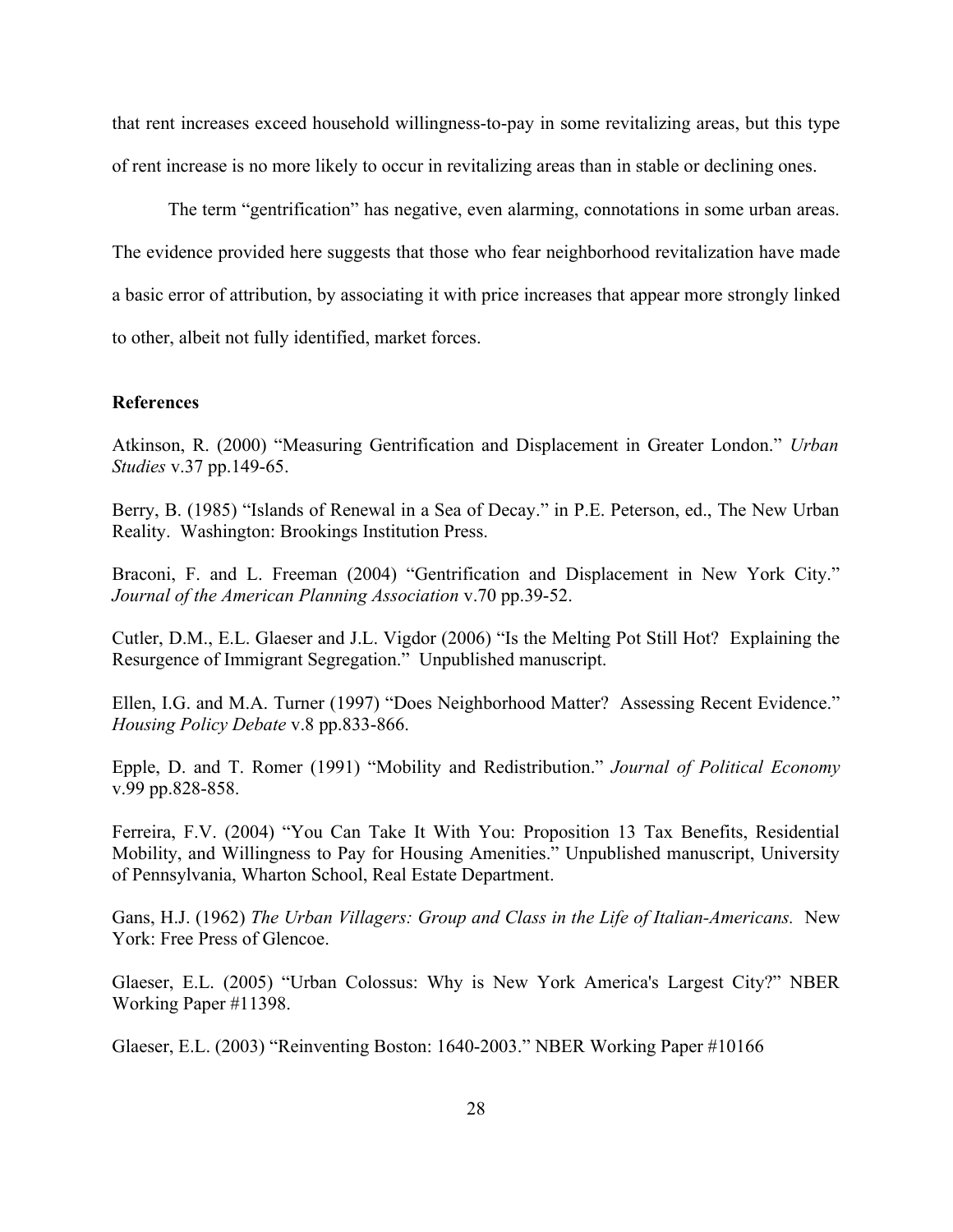that rent increases exceed household willingness-to-pay in some revitalizing areas, but this type of rent increase is no more likely to occur in revitalizing areas than in stable or declining ones.

The term "gentrification" has negative, even alarming, connotations in some urban areas. The evidence provided here suggests that those who fear neighborhood revitalization have made a basic error of attribution, by associating it with price increases that appear more strongly linked to other, albeit not fully identified, market forces.

**References**

Atkinson, R. (2000) "Measuring Gentrification and Displacement in Greater London." *Urban Studies* v.37 pp.149-65.

Berry, B. (1985) "Islands of Renewal in a Sea of Decay." in P.E. Peterson, ed., The New Urban Reality. Washington: Brookings Institution Press.

Braconi, F. and L. Freeman (2004) "Gentrification and Displacement in New York City." *Journal of the American Planning Association* v.70 pp.39-52.

Cutler, D.M., E.L. Glaeser and J.L. Vigdor (2006) "Is the Melting Pot Still Hot? Explaining the Resurgence of Immigrant Segregation." Unpublished manuscript.

Ellen, I.G. and M.A. Turner (1997) "Does Neighborhood Matter? Assessing Recent Evidence." *Housing Policy Debate* v.8 pp.833-866.

Epple, D. and T. Romer (1991) "Mobility and Redistribution." *Journal of Political Economy* v.99 pp.828-858.

Ferreira, F.V. (2004) "You Can Take It With You: Proposition 13 Tax Benefits, Residential Mobility, and Willingness to Pay for Housing Amenities." Unpublished manuscript, University of Pennsylvania, Wharton School, Real Estate Department.

Gans, H.J. (1962) *The Urban Villagers: Group and Class in the Life of Italian-Americans.* New York: Free Press of Glencoe.

Glaeser, E.L. (2005) "Urban Colossus: Why is New York America's Largest City?" NBER Working Paper #11398.

Glaeser, E.L. (2003) "Reinventing Boston: 1640-2003." NBER Working Paper #10166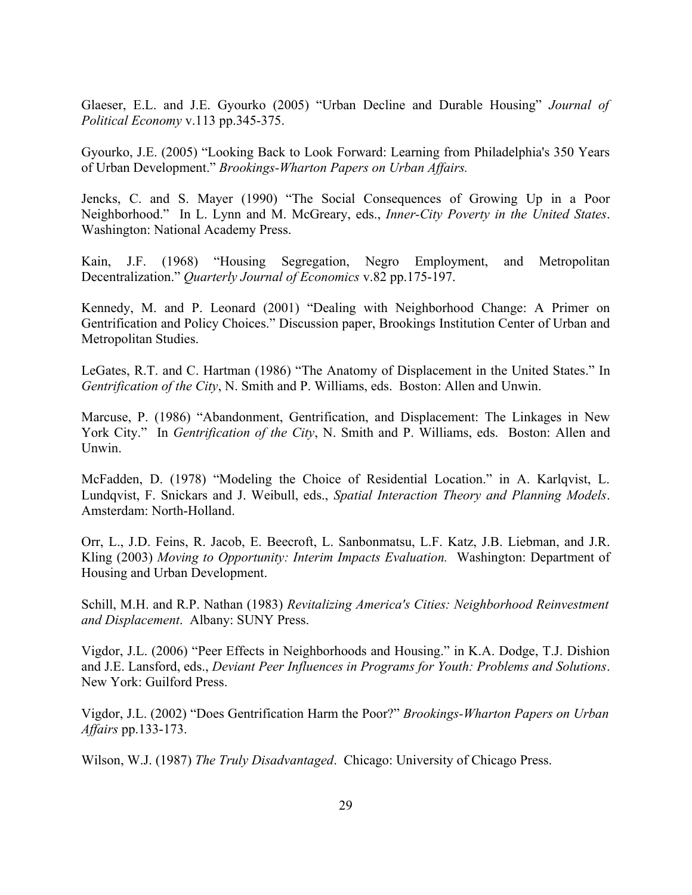Glaeser, E.L. and J.E. Gyourko (2005) “Urban Decline and Durable Housing” *Journal of Political Economy* v.113 pp.345-375.

Gyourko, J.E. (2005) “Looking Back to Look Forward: Learning from Philadelphia's 350 Years of Urban Development.” *Brookings-Wharton Papers on Urban Affairs.*

Jencks, C. and S. Mayer (1990) “The Social Consequences of Growing Up in a Poor Neighborhood.” In L. Lynn and M. McGreary, eds., *Inner-City Poverty in the United States*. Washington: National Academy Press.

Kain, J.F. (1968) “Housing Segregation, Negro Employment, and Metropolitan Decentralization.” *Quarterly Journal of Economics* v.82 pp.175-197.

Kennedy, M. and P. Leonard (2001) “Dealing with Neighborhood Change: A Primer on Gentrification and Policy Choices.” Discussion paper, Brookings Institution Center of Urban and Metropolitan Studies.

LeGates, R.T. and C. Hartman (1986) “The Anatomy of Displacement in the United States.” In *Gentrification of the City*, N. Smith and P. Williams, eds. Boston: Allen and Unwin.

Marcuse, P. (1986) “Abandonment, Gentrification, and Displacement: The Linkages in New York City.” In *Gentrification of the City*, N. Smith and P. Williams, eds. Boston: Allen and Unwin.

McFadden, D. (1978) “Modeling the Choice of Residential Location.” in A. Karlqvist, L. Lundqvist, F. Snickars and J. Weibull, eds., *Spatial Interaction Theory and Planning Models*. Amsterdam: North-Holland.

Orr, L., J.D. Feins, R. Jacob, E. Beecroft, L. Sanbonmatsu, L.F. Katz, J.B. Liebman, and J.R. Kling (2003) *Moving to Opportunity: Interim Impacts Evaluation.* Washington: Department of Housing and Urban Development.

Schill, M.H. and R.P. Nathan (1983) *Revitalizing America's Cities: Neighborhood Reinvestment and Displacement*. Albany: SUNY Press.

Vigdor, J.L. (2006) “Peer Effects in Neighborhoods and Housing.” in K.A. Dodge, T.J. Dishion and J.E. Lansford, eds., *Deviant Peer Influences in Programs for Youth: Problems and Solutions*. New York: Guilford Press.

Vigdor, J.L. (2002) “Does Gentrification Harm the Poor?” *Brookings-Wharton Papers on Urban Affairs* pp.133-173.

Wilson, W.J. (1987) *The Truly Disadvantaged*. Chicago: University of Chicago Press.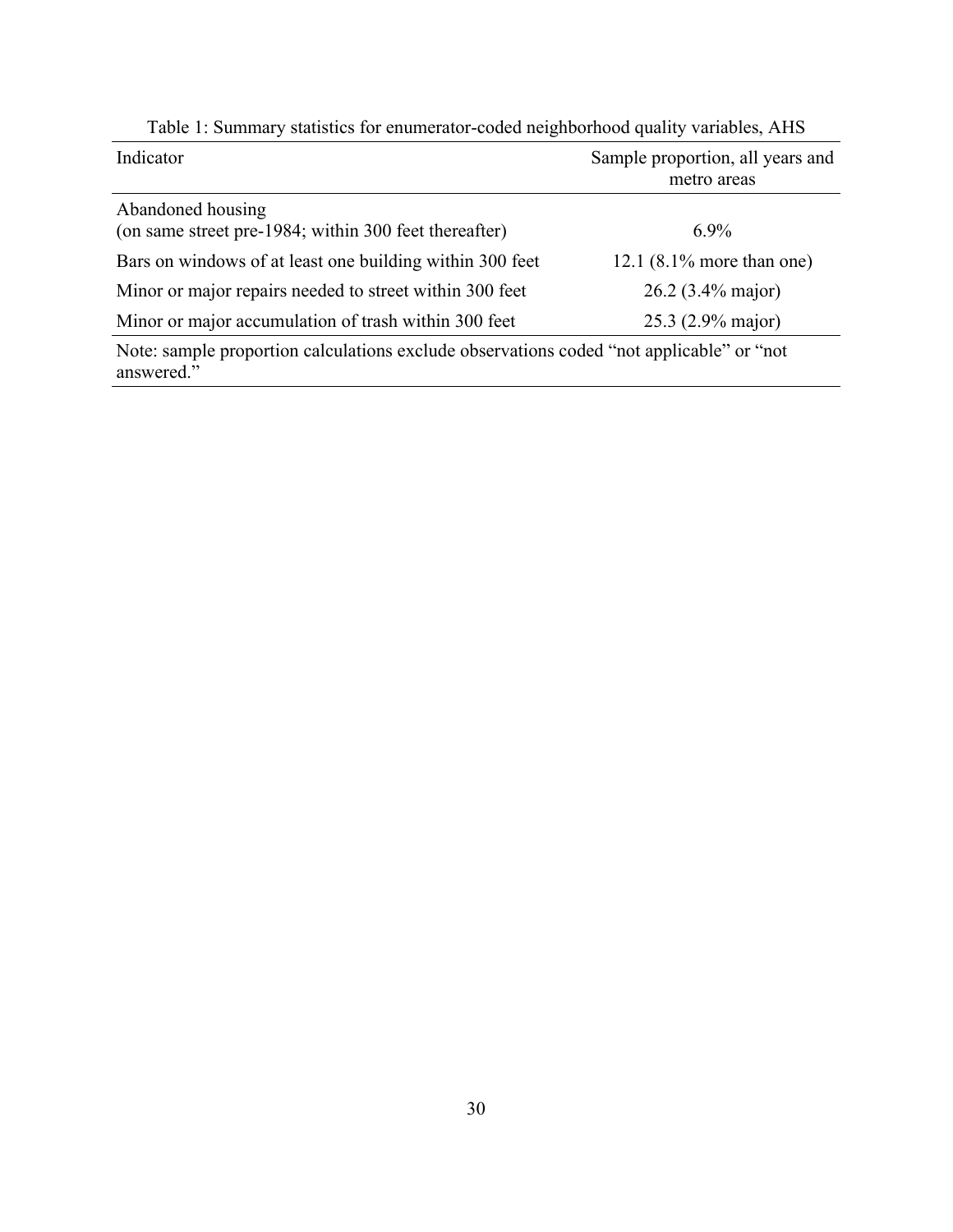Table 1: Summary statistics for enumerator-coded neighborhood quality variables, AHS

| Indicator | Sample proportion, all years and metro areas |
| --- | --- |
| Abandoned housing (on same street pre-1984; within 300 feet thereafter) | 6.9% |
| Bars on windows of at least one building within 300 feet | 12.1 (8.1% more than one) |
| Minor or major repairs needed to street within 300 feet | 26.2 (3.4% major) |
| Minor or major accumulation of trash within 300 feet | 25.3 (2.9% major) |

Note: sample proportion calculations exclude observations coded "not applicable" or "not answered."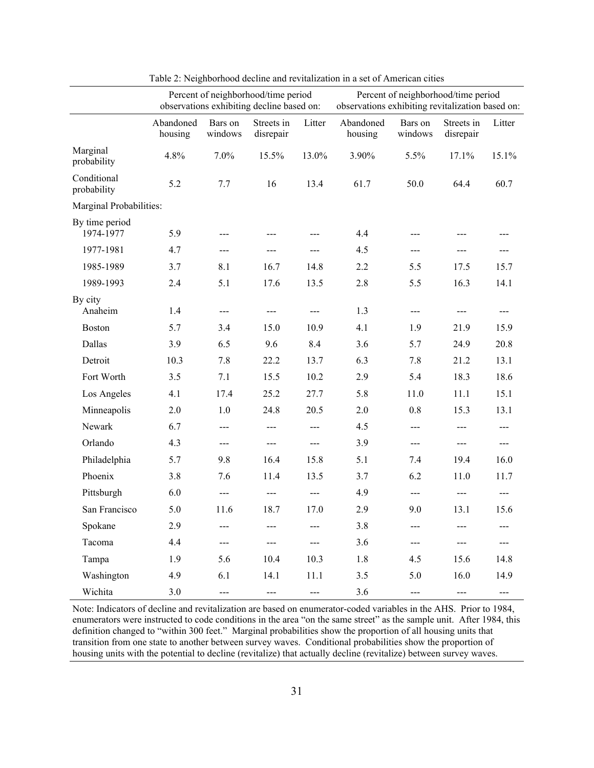Table 2: Neighborhood decline and revitalization in a set of American cities

| | Percent of neighborhood/time period observations exhibiting decline based on: | | | | Percent of neighborhood/time period observations exhibiting revitalization based on: | | | |
|---|---|---|---|---|---|---|---|---|
| | Abandoned housing | Bars on windows | Streets in disrepair | Litter | Abandoned housing | Bars on windows | Streets in disrepair | Litter |
| Marginal probability | 4.8% | 7.0% | 15.5% | 13.0% | 3.90% | 5.5% | 17.1% | 15.1% |
| Conditional probability | 5.2 | 7.7 | 16 | 13.4 | 61.7 | 50.0 | 64.4 | 60.7 |
| Marginal Probabilities: | | | | | | | | |
| By time period | | | | | | | | |
| 1974-1977 | 5.9 | --- | --- | --- | 4.4 | --- | --- | --- |
| 1977-1981 | 4.7 | --- | --- | --- | 4.5 | --- | --- | --- |
| 1985-1989 | 3.7 | 8.1 | 16.7 | 14.8 | 2.2 | 5.5 | 17.5 | 15.7 |
| 1989-1993 | 2.4 | 5.1 | 17.6 | 13.5 | 2.8 | 5.5 | 16.3 | 14.1 |
| By city | | | | | | | | |
| Anaheim | 1.4 | --- | --- | --- | 1.3 | --- | --- | --- |
| Boston | 5.7 | 3.4 | 15.0 | 10.9 | 4.1 | 1.9 | 21.9 | 15.9 |
| Dallas | 3.9 | 6.5 | 9.6 | 8.4 | 3.6 | 5.7 | 24.9 | 20.8 |
| Detroit | 10.3 | 7.8 | 22.2 | 13.7 | 6.3 | 7.8 | 21.2 | 13.1 |
| Fort Worth | 3.5 | 7.1 | 15.5 | 10.2 | 2.9 | 5.4 | 18.3 | 18.6 |
| Los Angeles | 4.1 | 17.4 | 25.2 | 27.7 | 5.8 | 11.0 | 11.1 | 15.1 |
| Minneapolis | 2.0 | 1.0 | 24.8 | 20.5 | 2.0 | 0.8 | 15.3 | 13.1 |
| Newark | 6.7 | --- | --- | --- | 4.5 | --- | --- | --- |
| Orlando | 4.3 | --- | --- | --- | 3.9 | --- | --- | --- |
| Philadelphia | 5.7 | 9.8 | 16.4 | 15.8 | 5.1 | 7.4 | 19.4 | 16.0 |
| Phoenix | 3.8 | 7.6 | 11.4 | 13.5 | 3.7 | 6.2 | 11.0 | 11.7 |
| Pittsburgh | 6.0 | --- | --- | --- | 4.9 | --- | --- | --- |
| San Francisco | 5.0 | 11.6 | 18.7 | 17.0 | 2.9 | 9.0 | 13.1 | 15.6 |
| Spokane | 2.9 | --- | --- | --- | 3.8 | --- | --- | --- |
| Tacoma | 4.4 | --- | --- | --- | 3.6 | --- | --- | --- |
| Tampa | 1.9 | 5.6 | 10.4 | 10.3 | 1.8 | 4.5 | 15.6 | 14.8 |
| Washington | 4.9 | 6.1 | 14.1 | 11.1 | 3.5 | 5.0 | 16.0 | 14.9 |
| Wichita | 3.0 | --- | --- | --- | 3.6 | --- | --- | --- |

Note: Indicators of decline and revitalization are based on enumerator-coded variables in the AHS. Prior to 1984, enumerators were instructed to code conditions in the area "on the same street" as the sample unit. After 1984, this definition changed to "within 300 feet." Marginal probabilities show the proportion of all housing units that transition from one state to another between survey waves. Conditional probabilities show the proportion of housing units with the potential to decline (revitalize) that actually decline (revitalize) between survey waves.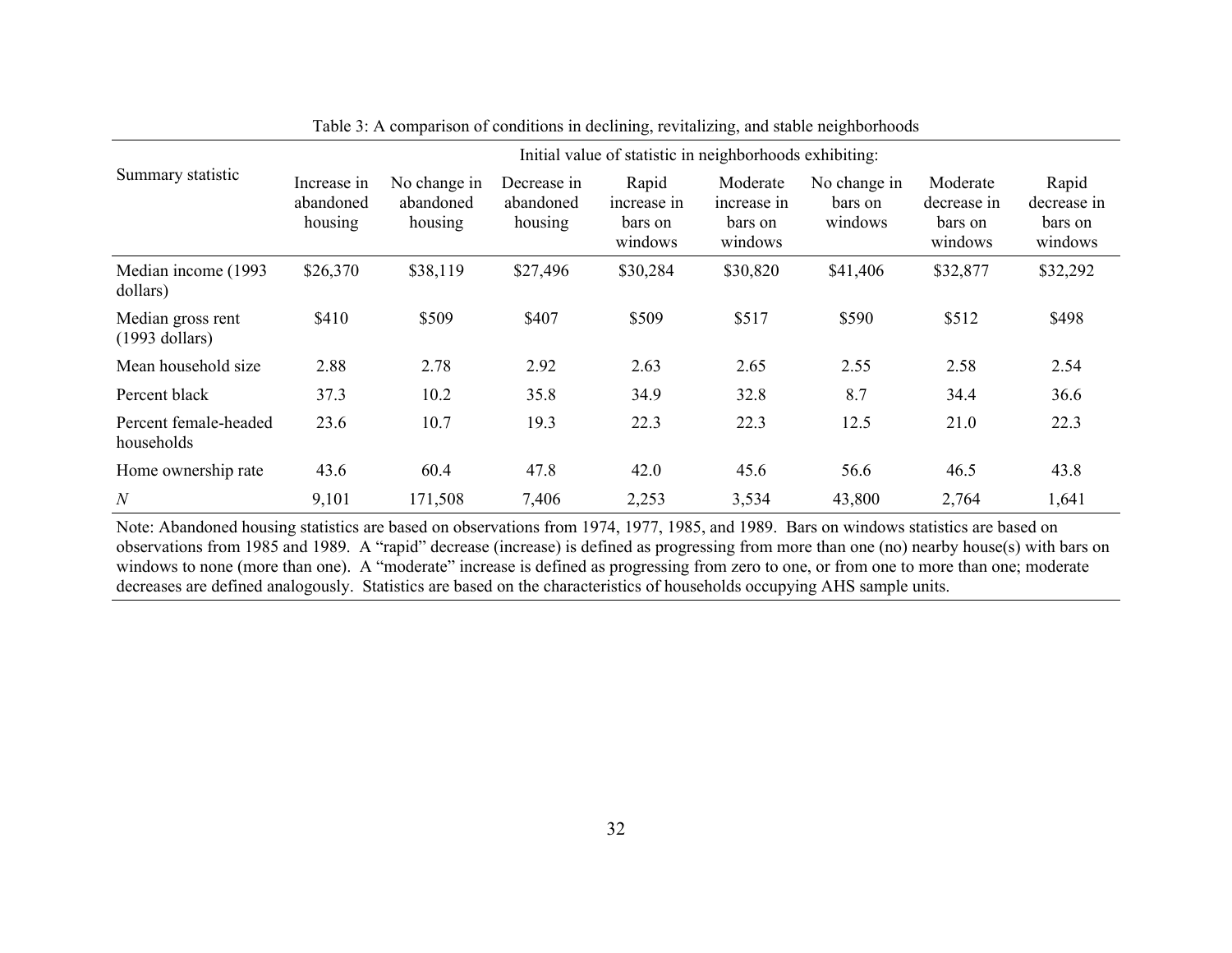Table 3: A comparison of conditions in declining, revitalizing, and stable neighborhoods

| Summary statistic | Initial value of statistic in neighborhoods exhibiting: | | | | | | | |
|---|---|---|---|---|---|---|---|---|
| | Increase in abandoned housing | No change in abandoned housing | Decrease in abandoned housing | Rapid increase in bars on windows | Moderate increase in bars on windows | No change in bars on windows | Moderate decrease in bars on windows | Rapid decrease in bars on windows |
| Median income (1993 dollars) | $26,370 | $38,119 | $27,496 | $30,284 | $30,820 | $41,406 | $32,877 | $32,292 |
| Median gross rent (1993 dollars) | $410 | $509 | $407 | $509 | $517 | $590 | $512 | $498 |
| Mean household size | 2.88 | 2.78 | 2.92 | 2.63 | 2.65 | 2.55 | 2.58 | 2.54 |
| Percent black | 37.3 | 10.2 | 35.8 | 34.9 | 32.8 | 8.7 | 34.4 | 36.6 |
| Percent female-headed households | 23.6 | 10.7 | 19.3 | 22.3 | 22.3 | 12.5 | 21.0 | 22.3 |
| Home ownership rate | 43.6 | 60.4 | 47.8 | 42.0 | 45.6 | 56.6 | 46.5 | 43.8 |
| *N* | 9,101 | 171,508 | 7,406 | 2,253 | 3,534 | 43,800 | 2,764 | 1,641 |

Note: Abandoned housing statistics are based on observations from 1974, 1977, 1985, and 1989. Bars on windows statistics are based on observations from 1985 and 1989. A "rapid" decrease (increase) is defined as progressing from more than one (no) nearby house(s) with bars on windows to none (more than one). A "moderate" increase is defined as progressing from zero to one, or from one to more than one; moderate decreases are defined analogously. Statistics are based on the characteristics of households occupying AHS sample units.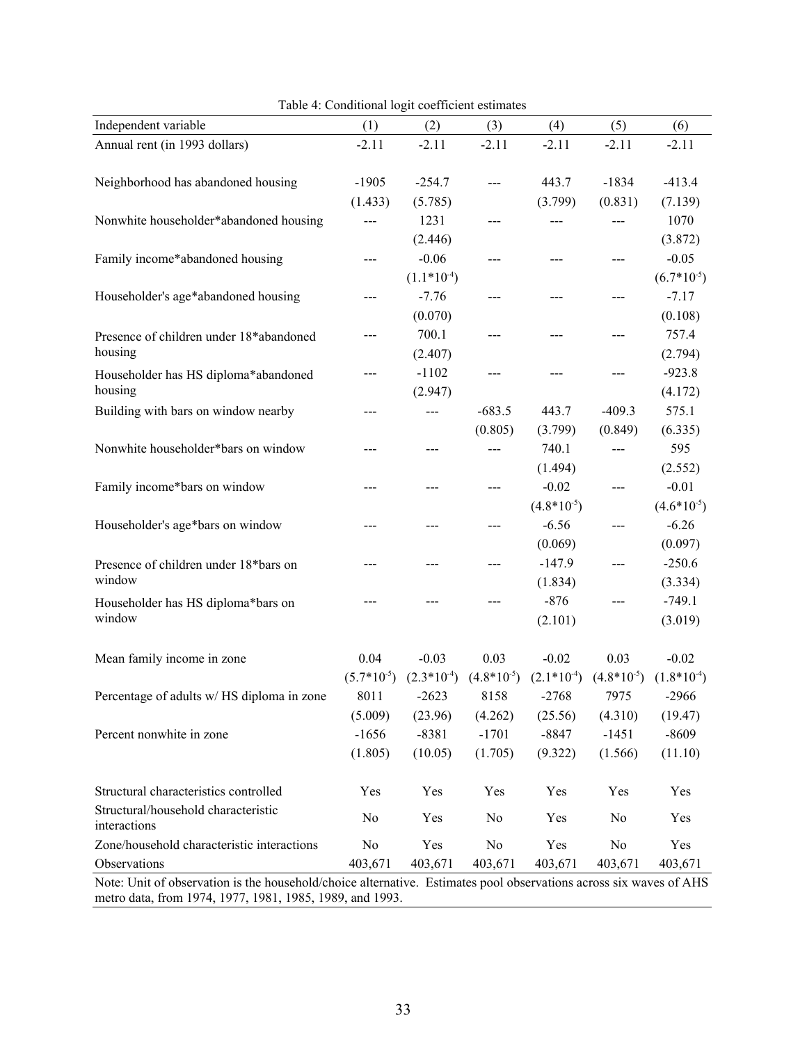Table 4: Conditional logit coefficient estimates

| Independent variable | (1) | (2) | (3) | (4) | (5) | (6) |
|---|---|---|---|---|---|---|
| Annual rent (in 1993 dollars) | -2.11 | -2.11 | -2.11 | -2.11 | -2.11 | -2.11 |
| Neighborhood has abandoned housing | -1905 | -254.7 | --- | 443.7 | -1834 | -413.4 |
| | (1.433) | (5.785) | | (3.799) | (0.831) | (7.139) |
| Nonwhite householder*abandoned housing | --- | 1231 | --- | --- | --- | 1070 |
| | | (2.446) | | | | (3.872) |
| Family income*abandoned housing | --- | -0.06 | --- | --- | --- | -0.05 |
| | | $(1.1*10^{-4})$ | | | | $(6.7*10^{-5})$ |
| Householder's age*abandoned housing | --- | -7.76 | --- | --- | --- | -7.17 |
| | | (0.070) | | | | (0.108) |
| Presence of children under 18*abandoned housing | --- | 700.1 | --- | --- | --- | 757.4 |
| | | (2.407) | | | | (2.794) |
| Householder has HS diploma*abandoned housing | --- | -1102 | --- | --- | --- | -923.8 |
| | | (2.947) | | | | (4.172) |
| Building with bars on window nearby | --- | --- | -683.5 | 443.7 | -409.3 | 575.1 |
| | | | (0.805) | (3.799) | (0.849) | (6.335) |
| Nonwhite householder*bars on window | --- | --- | --- | 740.1 | --- | 595 |
| | | | | (1.494) | | (2.552) |
| Family income*bars on window | --- | --- | --- | -0.02 | --- | -0.01 |
| | | | | $(4.8*10^{-5})$ | | $(4.6*10^{-5})$ |
| Householder's age*bars on window | --- | --- | --- | -6.56 | --- | -6.26 |
| | | | | (0.069) | | (0.097) |
| Presence of children under 18*bars on window | --- | --- | --- | -147.9 | --- | -250.6 |
| | | | | (1.834) | | (3.334) |
| Householder has HS diploma*bars on window | --- | --- | --- | -876 | --- | -749.1 |
| | | | | (2.101) | | (3.019) |
| Mean family income in zone | 0.04 | -0.03 | 0.03 | -0.02 | 0.03 | -0.02 |
| | $(5.7*10^{-5})$ | $(2.3*10^{-4})$ | $(4.8*10^{-5})$ | $(2.1*10^{-4})$ | $(4.8*10^{-5})$ | $(1.8*10^{-4})$ |
| Percentage of adults w/ HS diploma in zone | 8011 | -2623 | 8158 | -2768 | 7975 | -2966 |
| | (5.009) | (23.96) | (4.262) | (25.56) | (4.310) | (19.47) |
| Percent nonwhite in zone | -1656 | -8381 | -1701 | -8847 | -1451 | -8609 |
| | (1.805) | (10.05) | (1.705) | (9.322) | (1.566) | (11.10) |
| Structural characteristics controlled | Yes | Yes | Yes | Yes | Yes | Yes |
| Structural/household characteristic interactions | No | Yes | No | Yes | No | Yes |
| Zone/household characteristic interactions | No | Yes | No | Yes | No | Yes |
| Observations | 403,671 | 403,671 | 403,671 | 403,671 | 403,671 | 403,671 |

Note: Unit of observation is the household/choice alternative. Estimates pool observations across six waves of AHS metro data, from 1974, 1977, 1981, 1985, 1989, and 1993.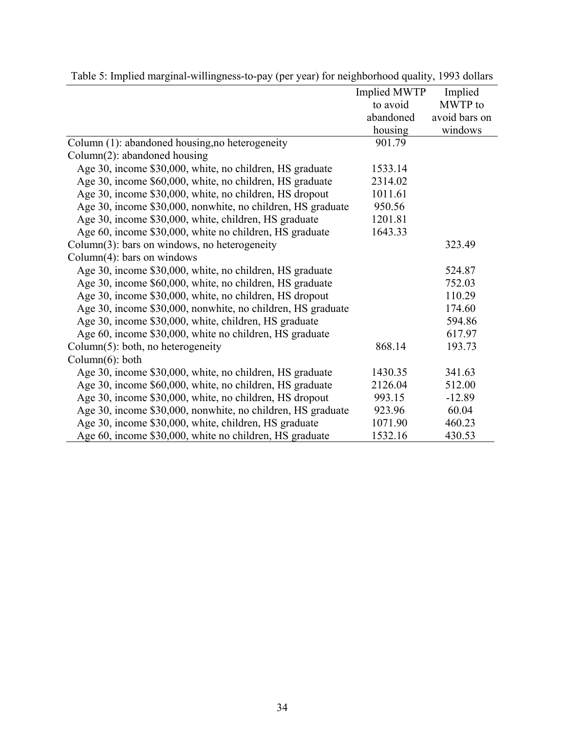Table 5: Implied marginal-willingness-to-pay (per year) for neighborhood quality, 1993 dollars

| | Implied MWTP to avoid abandoned housing | Implied MWTP to avoid bars on windows |
|---|---|---|
| Column (1): abandoned housing,no heterogeneity | 901.79 | |
| Column(2): abandoned housing | | |
| Age 30, income $30,000, white, no children, HS graduate | 1533.14 | |
| Age 30, income $60,000, white, no children, HS graduate | 2314.02 | |
| Age 30, income $30,000, white, no children, HS dropout | 1011.61 | |
| Age 30, income $30,000, nonwhite, no children, HS graduate | 950.56 | |
| Age 30, income $30,000, white, children, HS graduate | 1201.81 | |
| Age 60, income $30,000, white no children, HS graduate | 1643.33 | |
| Column(3): bars on windows, no heterogeneity | | 323.49 |
| Column(4): bars on windows | | |
| Age 30, income $30,000, white, no children, HS graduate | | 524.87 |
| Age 30, income $60,000, white, no children, HS graduate | | 752.03 |
| Age 30, income $30,000, white, no children, HS dropout | | 110.29 |
| Age 30, income $30,000, nonwhite, no children, HS graduate | | 174.60 |
| Age 30, income $30,000, white, children, HS graduate | | 594.86 |
| Age 60, income $30,000, white no children, HS graduate | | 617.97 |
| Column(5): both, no heterogeneity | 868.14 | 193.73 |
| Column(6): both | | |
| Age 30, income $30,000, white, no children, HS graduate | 1430.35 | 341.63 |
| Age 30, income $60,000, white, no children, HS graduate | 2126.04 | 512.00 |
| Age 30, income $30,000, white, no children, HS dropout | 993.15 | -12.89 |
| Age 30, income $30,000, nonwhite, no children, HS graduate | 923.96 | 60.04 |
| Age 30, income $30,000, white, children, HS graduate | 1071.90 | 460.23 |
| Age 60, income $30,000, white no children, HS graduate | 1532.16 | 430.53 |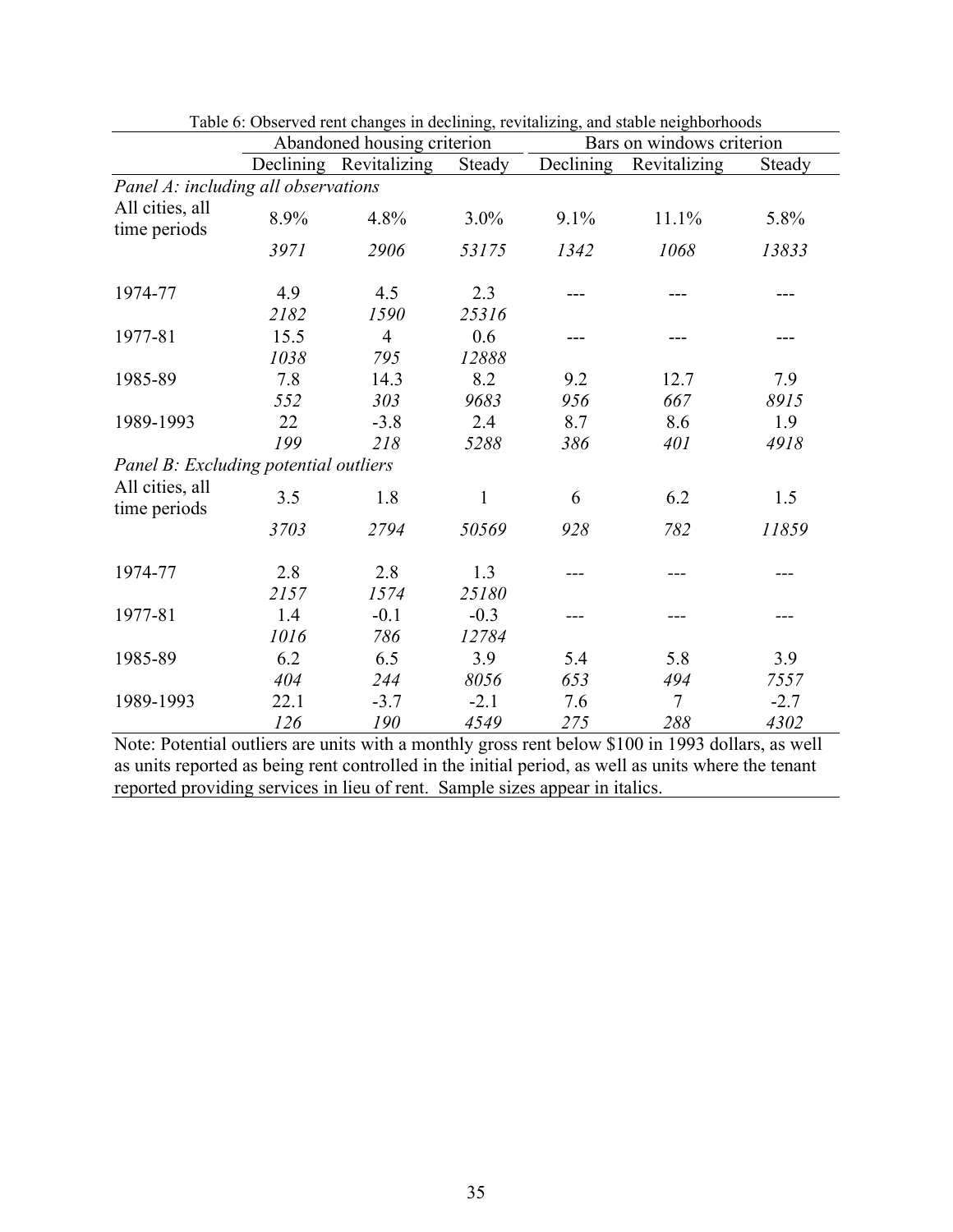Table 6: Observed rent changes in declining, revitalizing, and stable neighborhoods

| | Abandoned housing criterion | | | Bars on windows criterion | | |
|---|---|---|---|---|---|---|
| | Declining | Revitalizing | Steady | Declining | Revitalizing | Steady |
| *Panel A: including all observations* | | | | | | |
| All cities, all time periods | 8.9% | 4.8% | 3.0% | 9.1% | 11.1% | 5.8% |
| | *3971* | *2906* | *53175* | *1342* | *1068* | *13833* |
| 1974-77 | 4.9 | 4.5 | 2.3 | --- | --- | --- |
| | *2182* | *1590* | *25316* | | | |
| 1977-81 | 15.5 | 4 | 0.6 | --- | --- | --- |
| | *1038* | *795* | *12888* | | | |
| 1985-89 | 7.8 | 14.3 | 8.2 | 9.2 | 12.7 | 7.9 |
| | *552* | *303* | *9683* | *956* | *667* | *8915* |
| 1989-1993 | 22 | -3.8 | 2.4 | 8.7 | 8.6 | 1.9 |
| | *199* | *218* | *5288* | *386* | *401* | *4918* |
| *Panel B: Excluding potential outliers* | | | | | | |
| All cities, all time periods | 3.5 | 1.8 | 1 | 6 | 6.2 | 1.5 |
| | *3703* | *2794* | *50569* | *928* | *782* | *11859* |
| 1974-77 | 2.8 | 2.8 | 1.3 | --- | --- | --- |
| | *2157* | *1574* | *25180* | | | |
| 1977-81 | 1.4 | -0.1 | -0.3 | --- | --- | --- |
| | *1016* | *786* | *12784* | | | |
| 1985-89 | 6.2 | 6.5 | 3.9 | 5.4 | 5.8 | 3.9 |
| | *404* | *244* | *8056* | *653* | *494* | *7557* |
| 1989-1993 | 22.1 | -3.7 | -2.1 | 7.6 | 7 | -2.7 |
| | *126* | *190* | *4549* | *275* | *288* | *4302* |

Note: Potential outliers are units with a monthly gross rent below $100 in 1993 dollars, as well as units reported as being rent controlled in the initial period, as well as units where the tenant reported providing services in lieu of rent. Sample sizes appear in italics.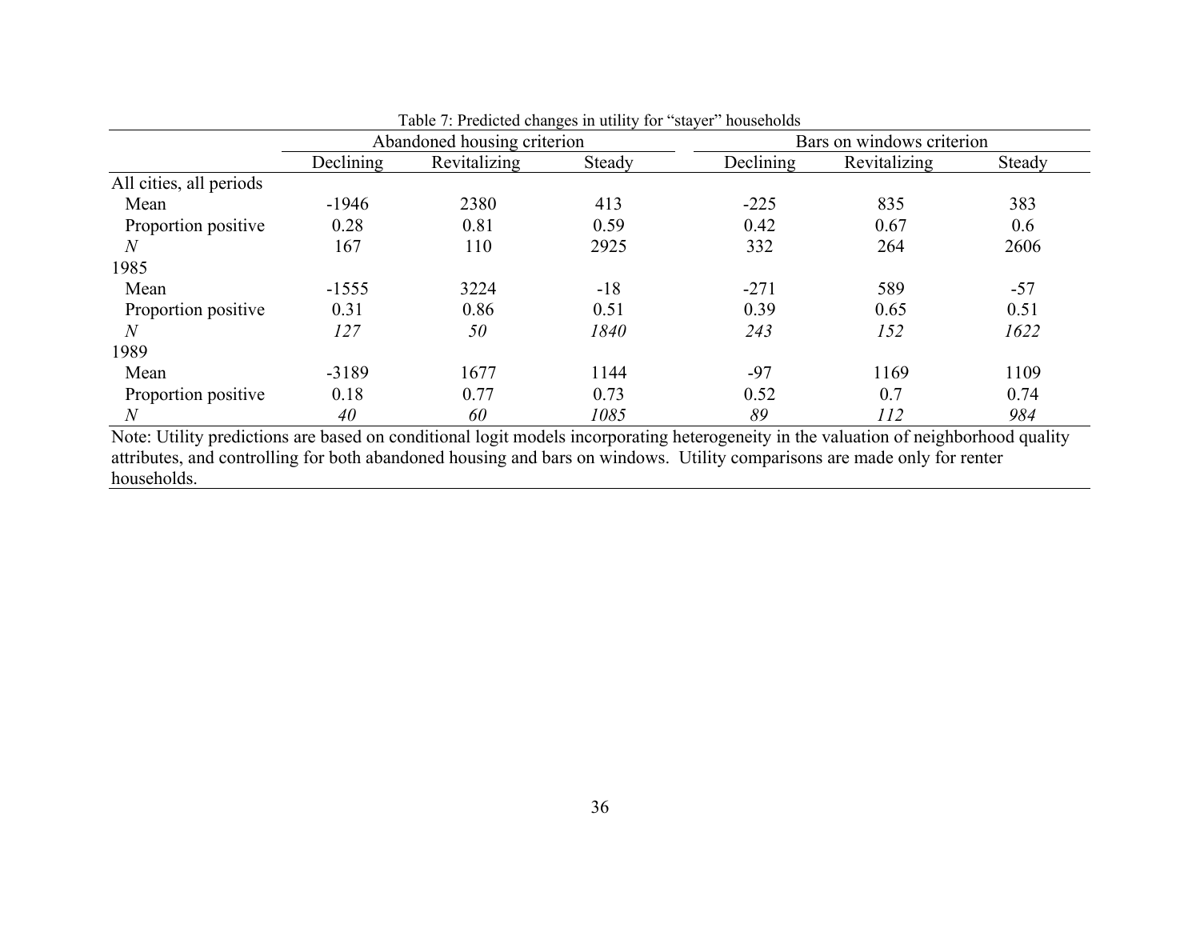Table 7: Predicted changes in utility for "stayer" households

| | Abandoned housing criterion | | | Bars on windows criterion | | |
|---|---|---|---|---|---|---|
| | Declining | Revitalizing | Steady | Declining | Revitalizing | Steady |
| All cities, all periods | | | | | | |
| Mean | -1946 | 2380 | 413 | -225 | 835 | 383 |
| Proportion positive | 0.28 | 0.81 | 0.59 | 0.42 | 0.67 | 0.6 |
| *N* | 167 | 110 | 2925 | 332 | 264 | 2606 |
| 1985 | | | | | | |
| Mean | -1555 | 3224 | -18 | -271 | 589 | -57 |
| Proportion positive | 0.31 | 0.86 | 0.51 | 0.39 | 0.65 | 0.51 |
| *N* | *127* | *50* | *1840* | *243* | *152* | *1622* |
| 1989 | | | | | | |
| Mean | -3189 | 1677 | 1144 | -97 | 1169 | 1109 |
| Proportion positive | 0.18 | 0.77 | 0.73 | 0.52 | 0.7 | 0.74 |
| *N* | *40* | *60* | *1085* | *89* | *112* | *984* |

Note: Utility predictions are based on conditional logit models incorporating heterogeneity in the valuation of neighborhood quality attributes, and controlling for both abandoned housing and bars on windows. Utility comparisons are made only for renter households.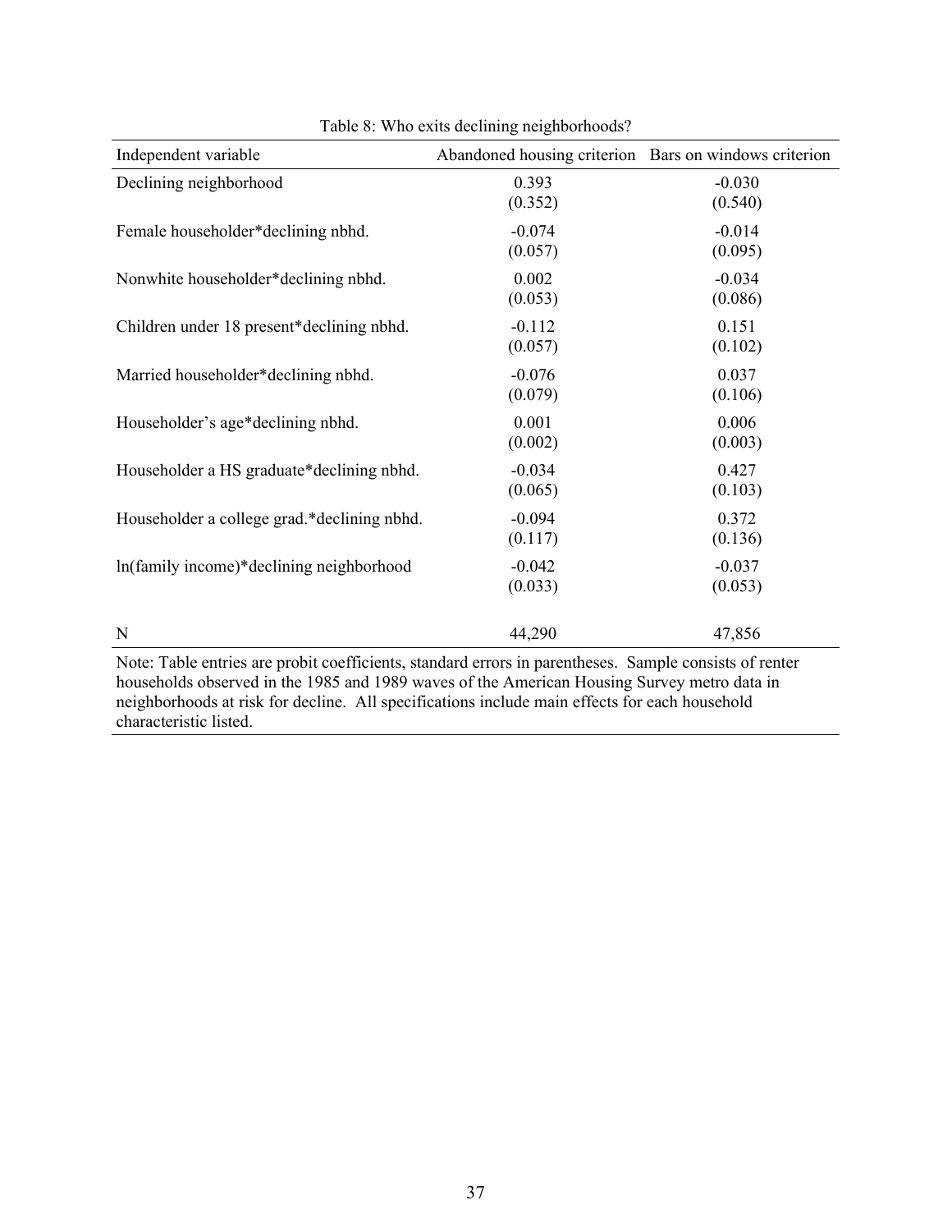Table 8: Who exits declining neighborhoods?

| Independent variable | Abandoned housing criterion | Bars on windows criterion |
|---|---|---|
| Declining neighborhood | 0.393<br>(0.352) | -0.030<br>(0.540) |
| Female householder*declining nbhd. | -0.074<br>(0.057) | -0.014<br>(0.095) |
| Nonwhite householder*declining nbhd. | 0.002<br>(0.053) | -0.034<br>(0.086) |
| Children under 18 present*declining nbhd. | -0.112<br>(0.057) | 0.151<br>(0.102) |
| Married householder*declining nbhd. | -0.076<br>(0.079) | 0.037<br>(0.106) |
| Householder's age*declining nbhd. | 0.001<br>(0.002) | 0.006<br>(0.003) |
| Householder a HS graduate*declining nbhd. | -0.034<br>(0.065) | 0.427<br>(0.103) |
| Householder a college grad.*declining nbhd. | -0.094<br>(0.117) | 0.372<br>(0.136) |
| ln(family income)*declining neighborhood | -0.042<br>(0.033) | -0.037<br>(0.053) |
| N | 44,290 | 47,856 |

Note: Table entries are probit coefficients, standard errors in parentheses. Sample consists of renter households observed in the 1985 and 1989 waves of the American Housing Survey metro data in neighborhoods at risk for decline. All specifications include main effects for each household characteristic listed.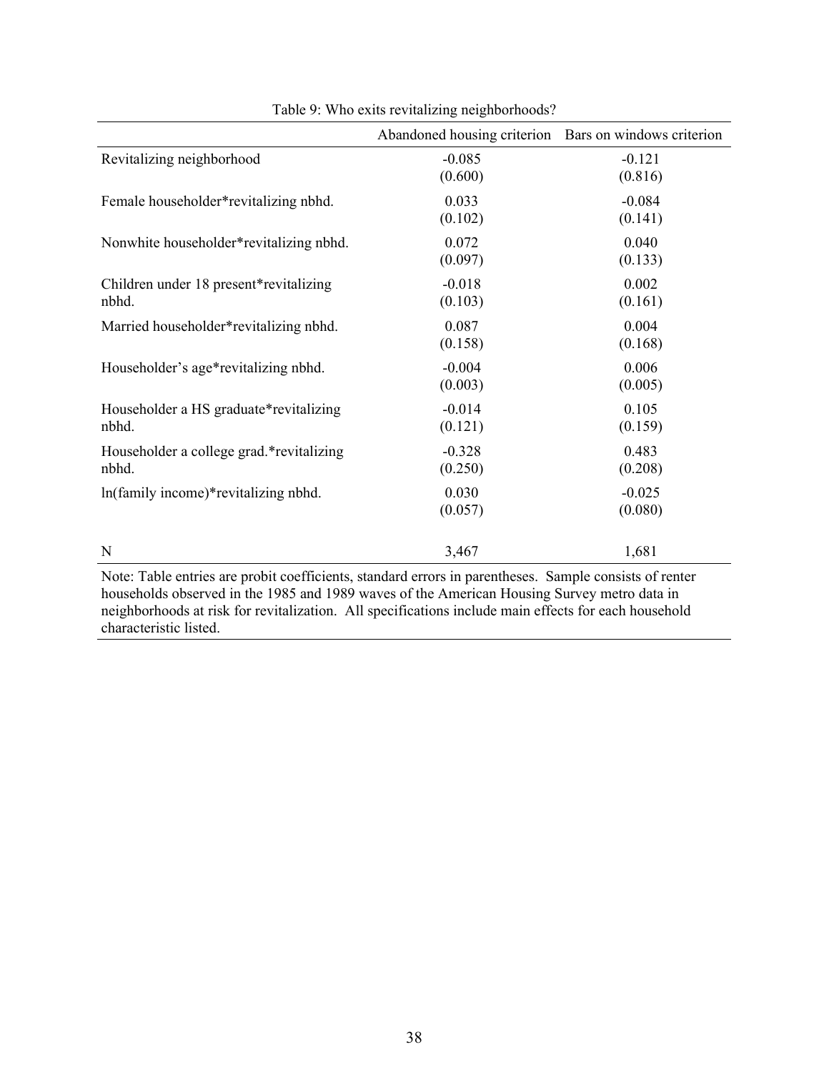Table 9: Who exits revitalizing neighborhoods?

| | Abandoned housing criterion | Bars on windows criterion |
|---|---|---|
| Revitalizing neighborhood | -0.085 | -0.121 |
| | (0.600) | (0.816) |
| Female householder*revitalizing nbhd. | 0.033 | -0.084 |
| | (0.102) | (0.141) |
| Nonwhite householder*revitalizing nbhd. | 0.072 | 0.040 |
| | (0.097) | (0.133) |
| Children under 18 present*revitalizing nbhd. | -0.018 | 0.002 |
| | (0.103) | (0.161) |
| Married householder*revitalizing nbhd. | 0.087 | 0.004 |
| | (0.158) | (0.168) |
| Householder's age*revitalizing nbhd. | -0.004 | 0.006 |
| | (0.003) | (0.005) |
| Householder a HS graduate*revitalizing nbhd. | -0.014 | 0.105 |
| | (0.121) | (0.159) |
| Householder a college grad.*revitalizing nbhd. | -0.328 | 0.483 |
| | (0.250) | (0.208) |
| ln(family income)*revitalizing nbhd. | 0.030 | -0.025 |
| | (0.057) | (0.080) |
| N | 3,467 | 1,681 |

Note: Table entries are probit coefficients, standard errors in parentheses. Sample consists of renter households observed in the 1985 and 1989 waves of the American Housing Survey metro data in neighborhoods at risk for revitalization. All specifications include main effects for each household characteristic listed.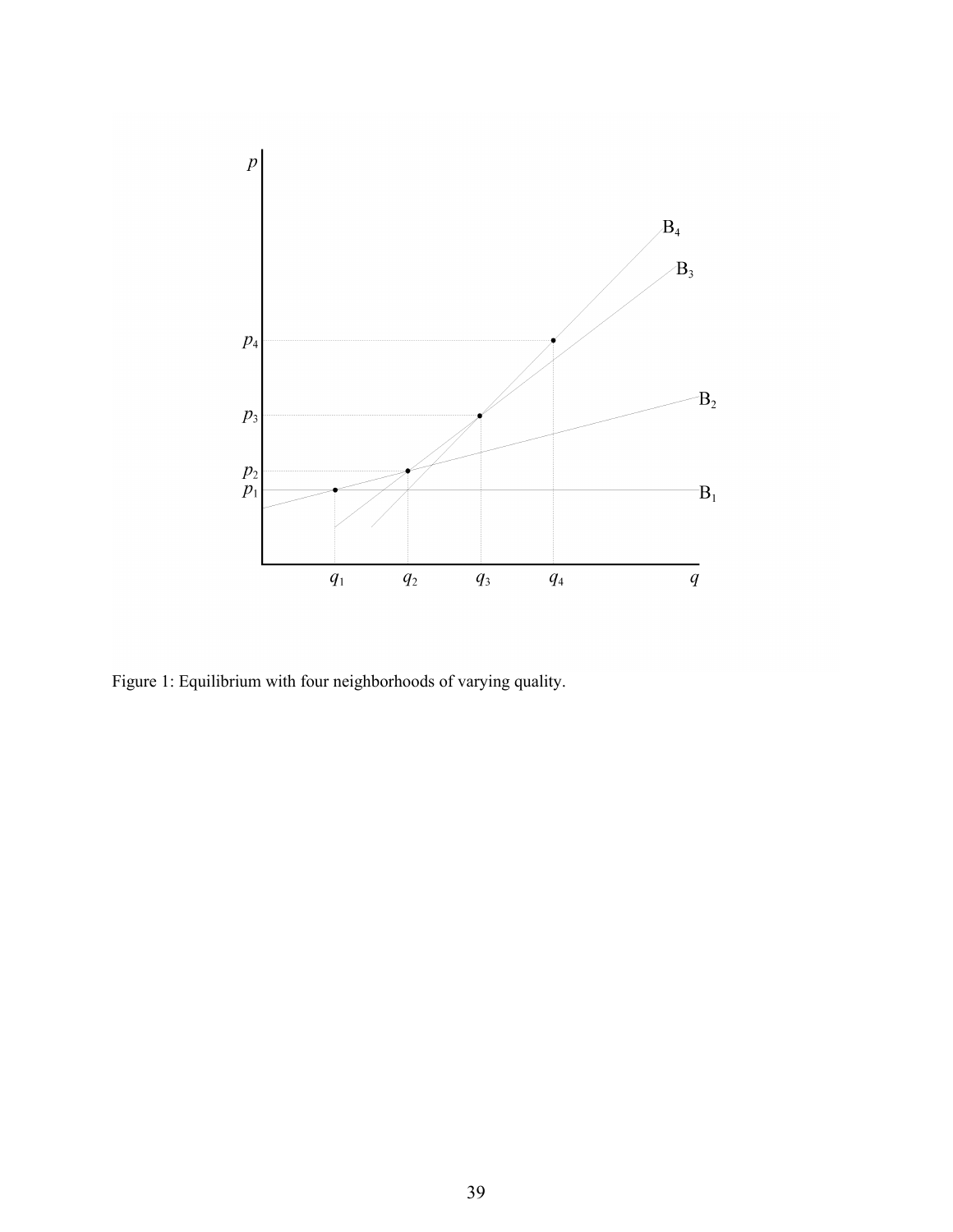Figure 1: Equilibrium with four neighborhoods of varying quality.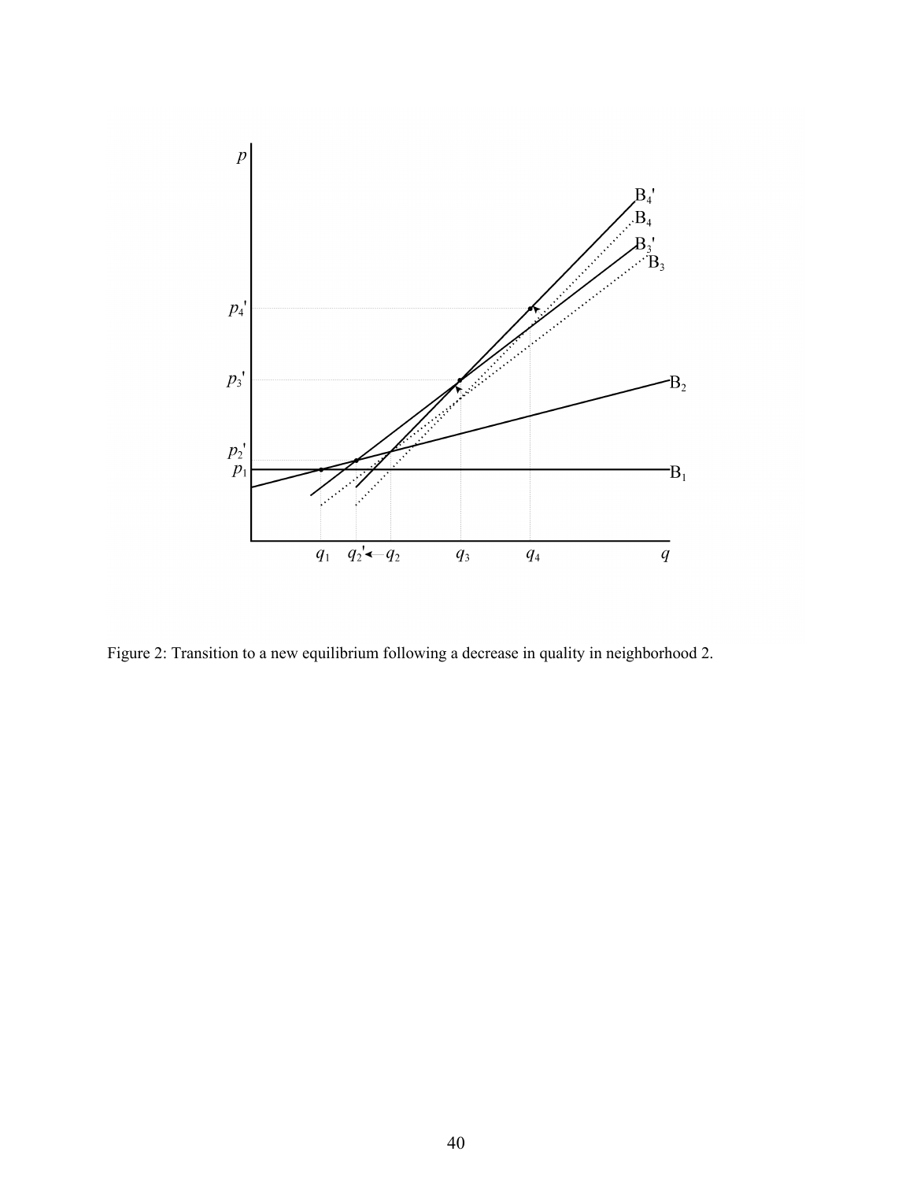Figure 2: Transition to a new equilibrium following a decrease in quality in neighborhood 2.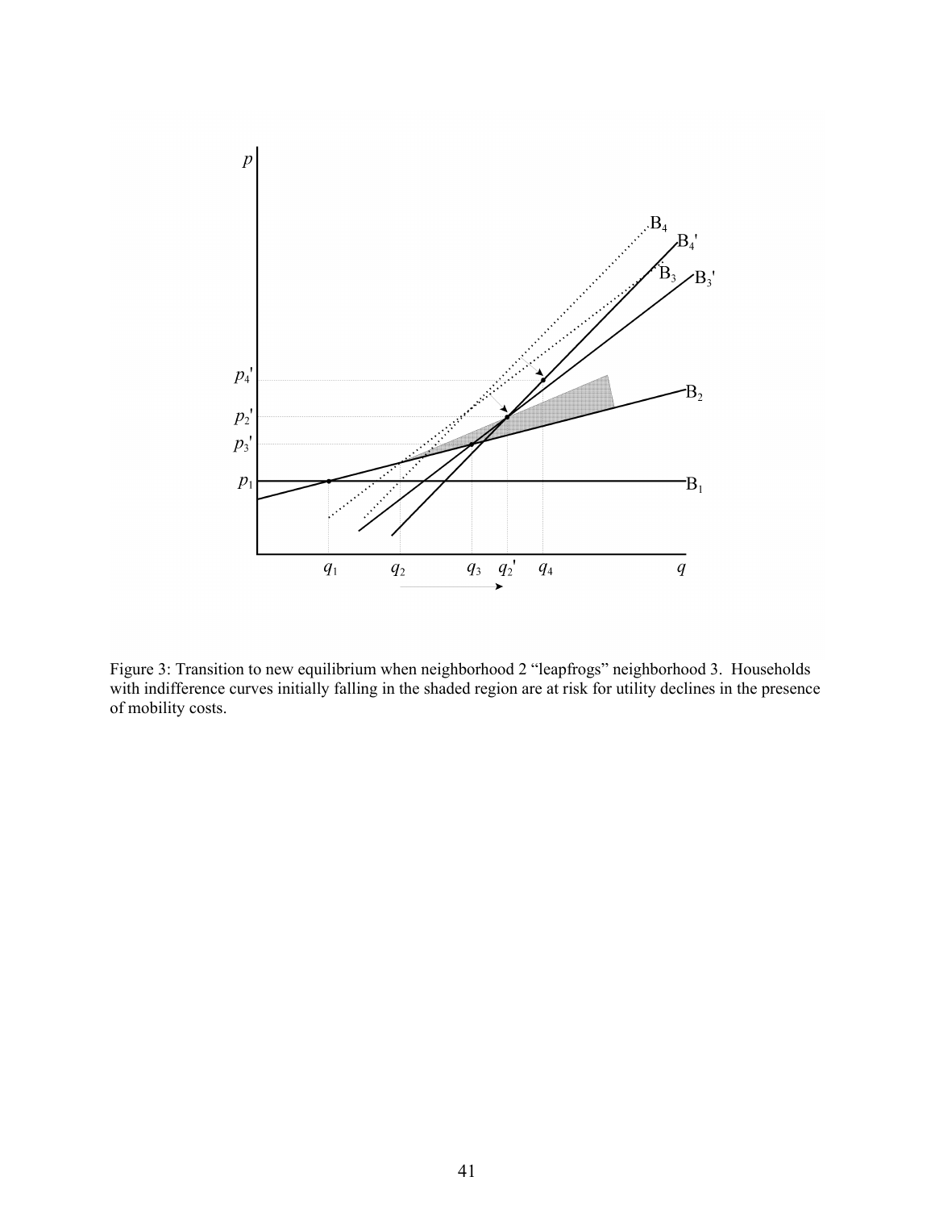$p$

$B_4$

$B_4'$

$B_3$

$B_3'$

$p_4'$

$B_2$

$p_2'$

$p_3'$

$p_1$

$B_1$

$q_1$ $q_2$ $q_3$ $q_2'$ $q_4$ $q$

Figure 3: Transition to new equilibrium when neighborhood 2 "leapfrogs" neighborhood 3. Households with indifference curves initially falling in the shaded region are at risk for utility declines in the presence of mobility costs.